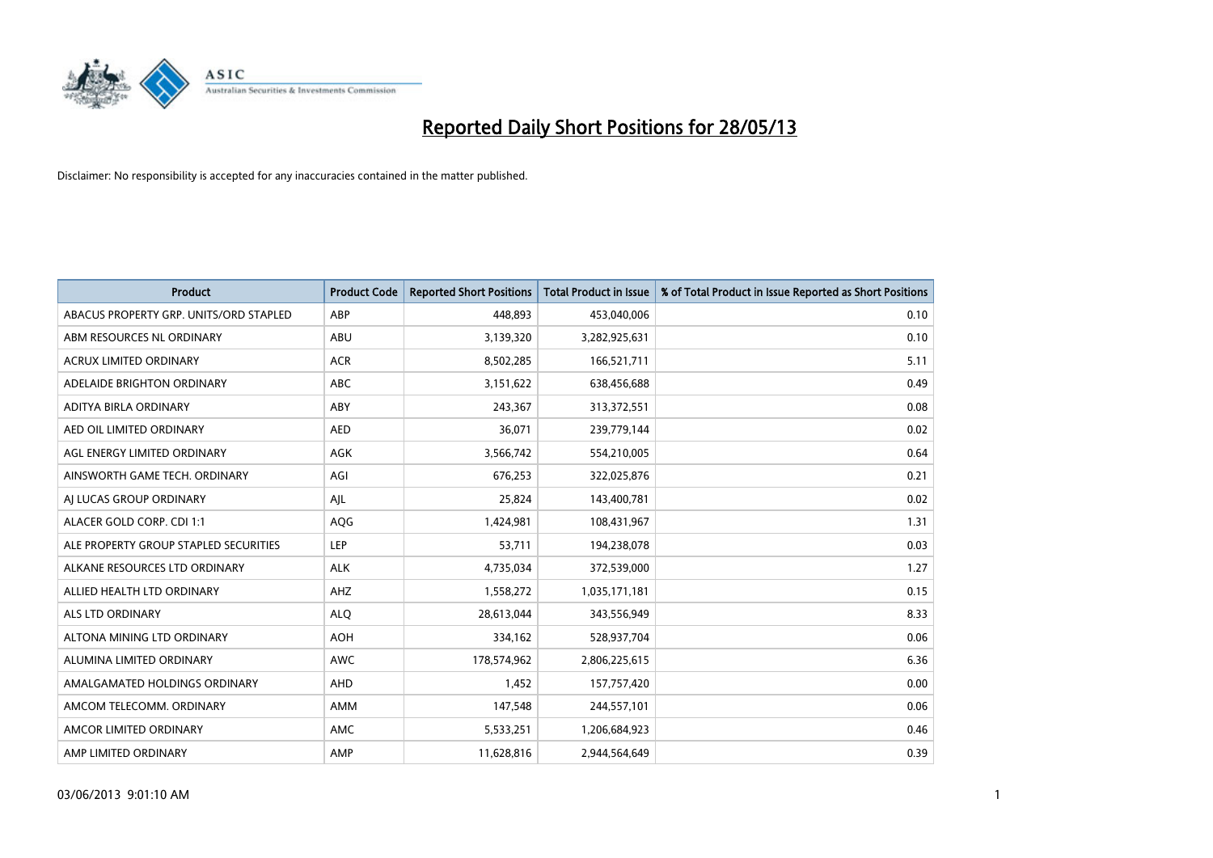# Reported Daily Short Positions for 28/05/13

Disclaimer: No responsibility is accepted for any inaccuracies contained in the matter published.

| Product | Product Code | Reported Short Positions | Total Product in Issue | % of Total Product in Issue Reported as Short Positions |
|---|---|---|---|---|
| ABACUS PROPERTY GRP. UNITS/ORD STAPLED | ABP | 448,893 | 453,040,006 | 0.10 |
| ABM RESOURCES NL ORDINARY | ABU | 3,139,320 | 3,282,925,631 | 0.10 |
| ACRUX LIMITED ORDINARY | ACR | 8,502,285 | 166,521,711 | 5.11 |
| ADELAIDE BRIGHTON ORDINARY | ABC | 3,151,622 | 638,456,688 | 0.49 |
| ADITYA BIRLA ORDINARY | ABY | 243,367 | 313,372,551 | 0.08 |
| AED OIL LIMITED ORDINARY | AED | 36,071 | 239,779,144 | 0.02 |
| AGL ENERGY LIMITED ORDINARY | AGK | 3,566,742 | 554,210,005 | 0.64 |
| AINSWORTH GAME TECH. ORDINARY | AGI | 676,253 | 322,025,876 | 0.21 |
| AJ LUCAS GROUP ORDINARY | AJL | 25,824 | 143,400,781 | 0.02 |
| ALACER GOLD CORP. CDI 1:1 | AQG | 1,424,981 | 108,431,967 | 1.31 |
| ALE PROPERTY GROUP STAPLED SECURITIES | LEP | 53,711 | 194,238,078 | 0.03 |
| ALKANE RESOURCES LTD ORDINARY | ALK | 4,735,034 | 372,539,000 | 1.27 |
| ALLIED HEALTH LTD ORDINARY | AHZ | 1,558,272 | 1,035,171,181 | 0.15 |
| ALS LTD ORDINARY | ALQ | 28,613,044 | 343,556,949 | 8.33 |
| ALTONA MINING LTD ORDINARY | AOH | 334,162 | 528,937,704 | 0.06 |
| ALUMINA LIMITED ORDINARY | AWC | 178,574,962 | 2,806,225,615 | 6.36 |
| AMALGAMATED HOLDINGS ORDINARY | AHD | 1,452 | 157,757,420 | 0.00 |
| AMCOM TELECOMM. ORDINARY | AMM | 147,548 | 244,557,101 | 0.06 |
| AMCOR LIMITED ORDINARY | AMC | 5,533,251 | 1,206,684,923 | 0.46 |
| AMP LIMITED ORDINARY | AMP | 11,628,816 | 2,944,564,649 | 0.39 |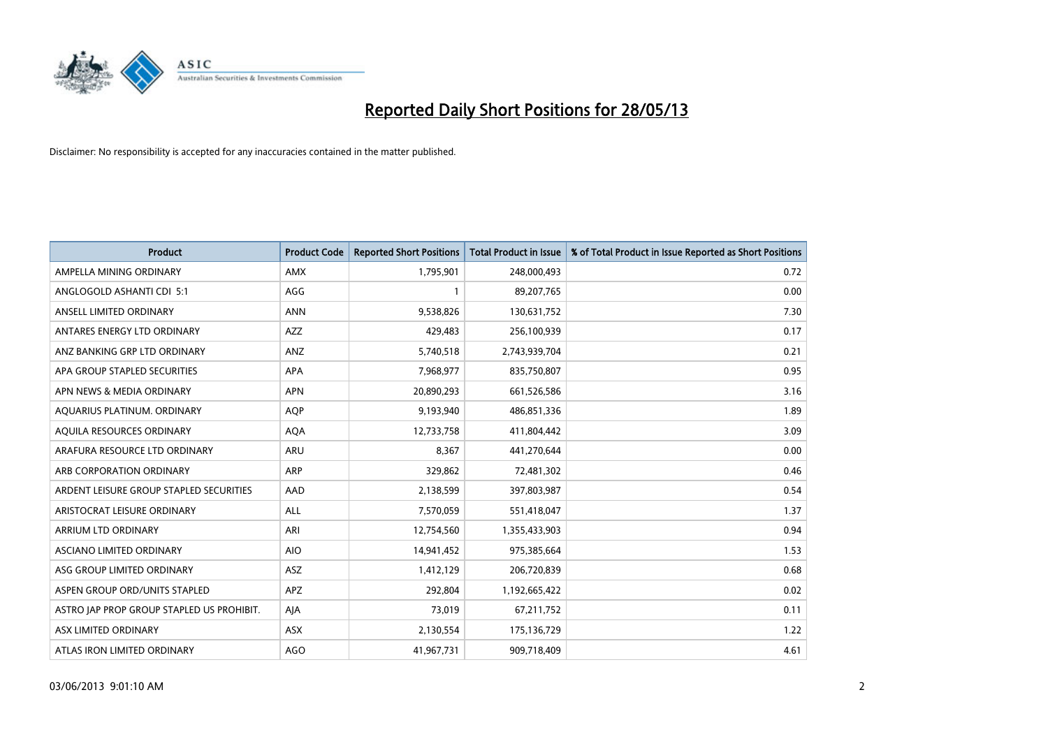# Reported Daily Short Positions for 28/05/13

Disclaimer: No responsibility is accepted for any inaccuracies contained in the matter published.

| Product | Product Code | Reported Short Positions | Total Product in Issue | % of Total Product in Issue Reported as Short Positions |
|---|---|---|---|---|
| AMPELLA MINING ORDINARY | AMX | 1,795,901 | 248,000,493 | 0.72 |
| ANGLOGOLD ASHANTI CDI 5:1 | AGG | 1 | 89,207,765 | 0.00 |
| ANSELL LIMITED ORDINARY | ANN | 9,538,826 | 130,631,752 | 7.30 |
| ANTARES ENERGY LTD ORDINARY | AZZ | 429,483 | 256,100,939 | 0.17 |
| ANZ BANKING GRP LTD ORDINARY | ANZ | 5,740,518 | 2,743,939,704 | 0.21 |
| APA GROUP STAPLED SECURITIES | APA | 7,968,977 | 835,750,807 | 0.95 |
| APN NEWS & MEDIA ORDINARY | APN | 20,890,293 | 661,526,586 | 3.16 |
| AQUARIUS PLATINUM. ORDINARY | AQP | 9,193,940 | 486,851,336 | 1.89 |
| AQUILA RESOURCES ORDINARY | AQA | 12,733,758 | 411,804,442 | 3.09 |
| ARAFURA RESOURCE LTD ORDINARY | ARU | 8,367 | 441,270,644 | 0.00 |
| ARB CORPORATION ORDINARY | ARP | 329,862 | 72,481,302 | 0.46 |
| ARDENT LEISURE GROUP STAPLED SECURITIES | AAD | 2,138,599 | 397,803,987 | 0.54 |
| ARISTOCRAT LEISURE ORDINARY | ALL | 7,570,059 | 551,418,047 | 1.37 |
| ARRIUM LTD ORDINARY | ARI | 12,754,560 | 1,355,433,903 | 0.94 |
| ASCIANO LIMITED ORDINARY | AIO | 14,941,452 | 975,385,664 | 1.53 |
| ASG GROUP LIMITED ORDINARY | ASZ | 1,412,129 | 206,720,839 | 0.68 |
| ASPEN GROUP ORD/UNITS STAPLED | APZ | 292,804 | 1,192,665,422 | 0.02 |
| ASTRO JAP PROP GROUP STAPLED US PROHIBIT. | AJA | 73,019 | 67,211,752 | 0.11 |
| ASX LIMITED ORDINARY | ASX | 2,130,554 | 175,136,729 | 1.22 |
| ATLAS IRON LIMITED ORDINARY | AGO | 41,967,731 | 909,718,409 | 4.61 |

03/06/2013 9:01:10 AM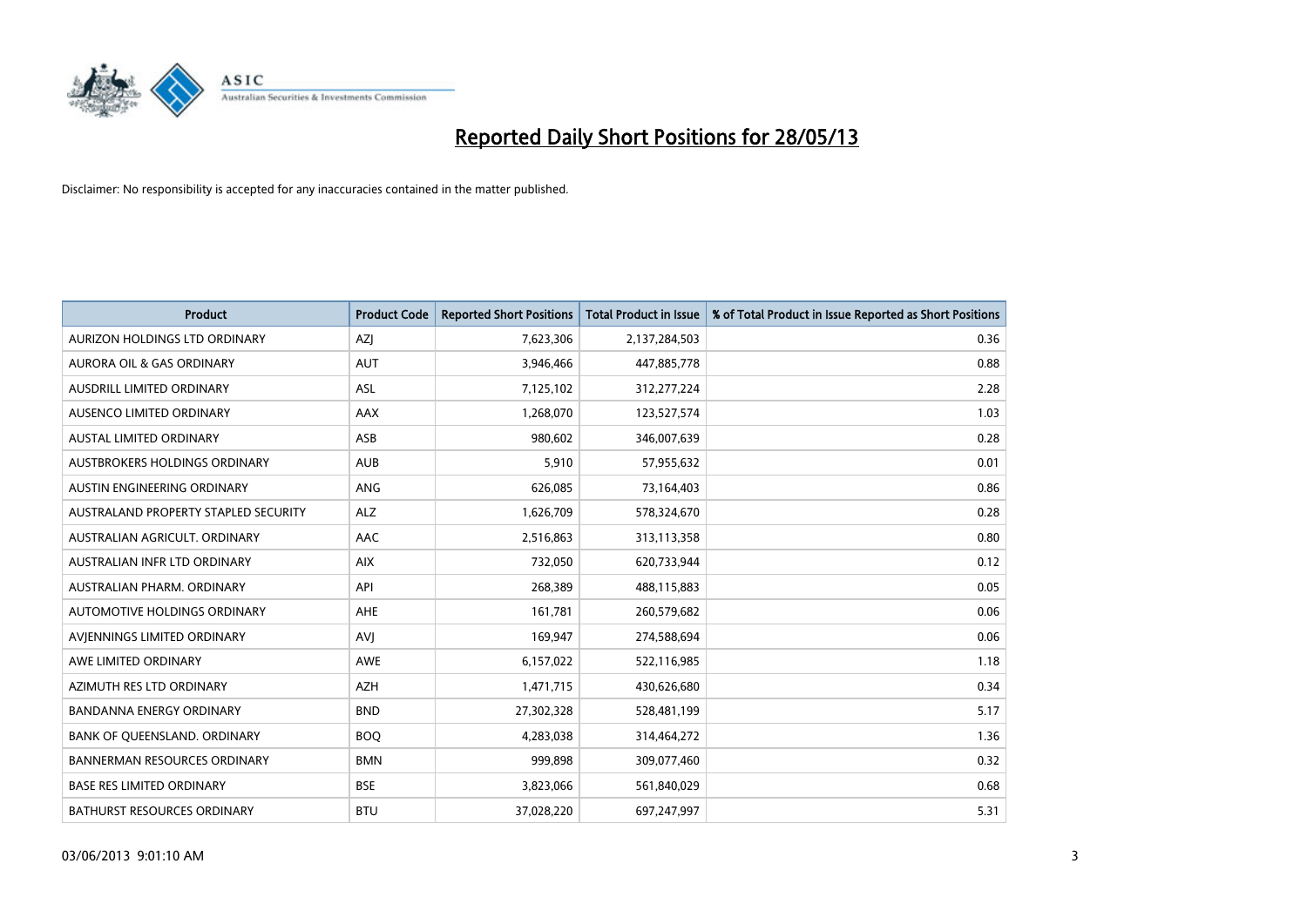# Reported Daily Short Positions for 28/05/13

Disclaimer: No responsibility is accepted for any inaccuracies contained in the matter published.

| Product | Product Code | Reported Short Positions | Total Product in Issue | % of Total Product in Issue Reported as Short Positions |
|---|---|---|---|---|
| AURIZON HOLDINGS LTD ORDINARY | AZJ | 7,623,306 | 2,137,284,503 | 0.36 |
| AURORA OIL & GAS ORDINARY | AUT | 3,946,466 | 447,885,778 | 0.88 |
| AUSDRILL LIMITED ORDINARY | ASL | 7,125,102 | 312,277,224 | 2.28 |
| AUSENCO LIMITED ORDINARY | AAX | 1,268,070 | 123,527,574 | 1.03 |
| AUSTAL LIMITED ORDINARY | ASB | 980,602 | 346,007,639 | 0.28 |
| AUSTBROKERS HOLDINGS ORDINARY | AUB | 5,910 | 57,955,632 | 0.01 |
| AUSTIN ENGINEERING ORDINARY | ANG | 626,085 | 73,164,403 | 0.86 |
| AUSTRALAND PROPERTY STAPLED SECURITY | ALZ | 1,626,709 | 578,324,670 | 0.28 |
| AUSTRALIAN AGRICULT. ORDINARY | AAC | 2,516,863 | 313,113,358 | 0.80 |
| AUSTRALIAN INFR LTD ORDINARY | AIX | 732,050 | 620,733,944 | 0.12 |
| AUSTRALIAN PHARM. ORDINARY | API | 268,389 | 488,115,883 | 0.05 |
| AUTOMOTIVE HOLDINGS ORDINARY | AHE | 161,781 | 260,579,682 | 0.06 |
| AVJENNINGS LIMITED ORDINARY | AVJ | 169,947 | 274,588,694 | 0.06 |
| AWE LIMITED ORDINARY | AWE | 6,157,022 | 522,116,985 | 1.18 |
| AZIMUTH RES LTD ORDINARY | AZH | 1,471,715 | 430,626,680 | 0.34 |
| BANDANNA ENERGY ORDINARY | BND | 27,302,328 | 528,481,199 | 5.17 |
| BANK OF QUEENSLAND. ORDINARY | BOQ | 4,283,038 | 314,464,272 | 1.36 |
| BANNERMAN RESOURCES ORDINARY | BMN | 999,898 | 309,077,460 | 0.32 |
| BASE RES LIMITED ORDINARY | BSE | 3,823,066 | 561,840,029 | 0.68 |
| BATHURST RESOURCES ORDINARY | BTU | 37,028,220 | 697,247,997 | 5.31 |

03/06/2013 9:01:10 AM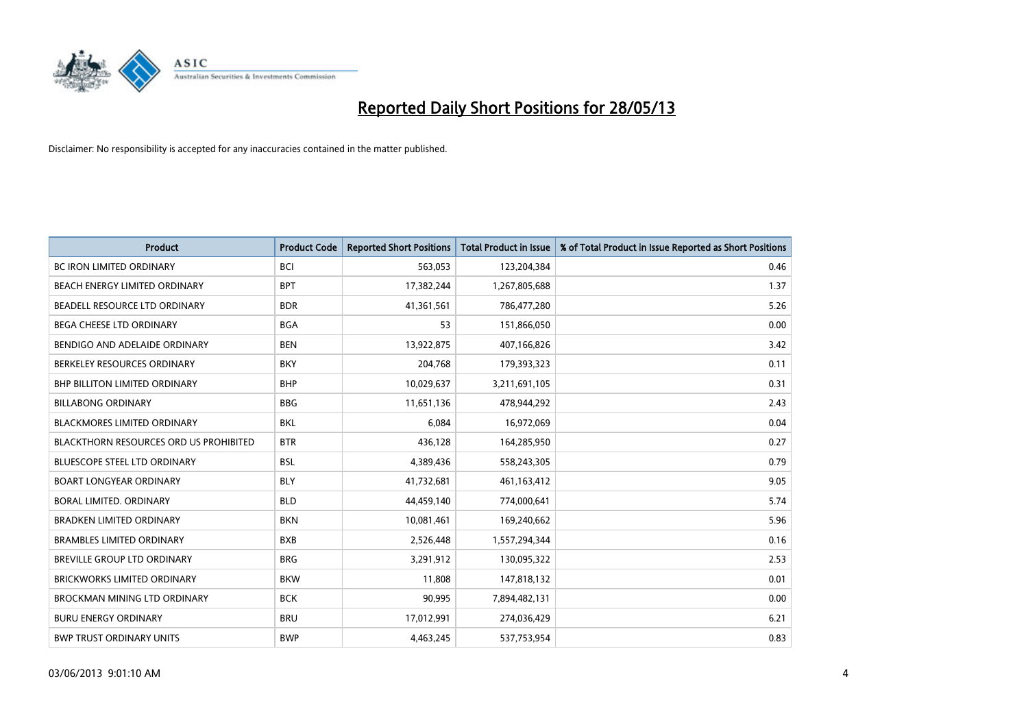# Reported Daily Short Positions for 28/05/13

Disclaimer: No responsibility is accepted for any inaccuracies contained in the matter published.

| Product | Product Code | Reported Short Positions | Total Product in Issue | % of Total Product in Issue Reported as Short Positions |
|---|---|---|---|---|
| BC IRON LIMITED ORDINARY | BCI | 563,053 | 123,204,384 | 0.46 |
| BEACH ENERGY LIMITED ORDINARY | BPT | 17,382,244 | 1,267,805,688 | 1.37 |
| BEADELL RESOURCE LTD ORDINARY | BDR | 41,361,561 | 786,477,280 | 5.26 |
| BEGA CHEESE LTD ORDINARY | BGA | 53 | 151,866,050 | 0.00 |
| BENDIGO AND ADELAIDE ORDINARY | BEN | 13,922,875 | 407,166,826 | 3.42 |
| BERKELEY RESOURCES ORDINARY | BKY | 204,768 | 179,393,323 | 0.11 |
| BHP BILLITON LIMITED ORDINARY | BHP | 10,029,637 | 3,211,691,105 | 0.31 |
| BILLABONG ORDINARY | BBG | 11,651,136 | 478,944,292 | 2.43 |
| BLACKMORES LIMITED ORDINARY | BKL | 6,084 | 16,972,069 | 0.04 |
| BLACKTHORN RESOURCES ORD US PROHIBITED | BTR | 436,128 | 164,285,950 | 0.27 |
| BLUESCOPE STEEL LTD ORDINARY | BSL | 4,389,436 | 558,243,305 | 0.79 |
| BOART LONGYEAR ORDINARY | BLY | 41,732,681 | 461,163,412 | 9.05 |
| BORAL LIMITED. ORDINARY | BLD | 44,459,140 | 774,000,641 | 5.74 |
| BRADKEN LIMITED ORDINARY | BKN | 10,081,461 | 169,240,662 | 5.96 |
| BRAMBLES LIMITED ORDINARY | BXB | 2,526,448 | 1,557,294,344 | 0.16 |
| BREVILLE GROUP LTD ORDINARY | BRG | 3,291,912 | 130,095,322 | 2.53 |
| BRICKWORKS LIMITED ORDINARY | BKW | 11,808 | 147,818,132 | 0.01 |
| BROCKMAN MINING LTD ORDINARY | BCK | 90,995 | 7,894,482,131 | 0.00 |
| BURU ENERGY ORDINARY | BRU | 17,012,991 | 274,036,429 | 6.21 |
| BWP TRUST ORDINARY UNITS | BWP | 4,463,245 | 537,753,954 | 0.83 |

03/06/2013 9:01:10 AM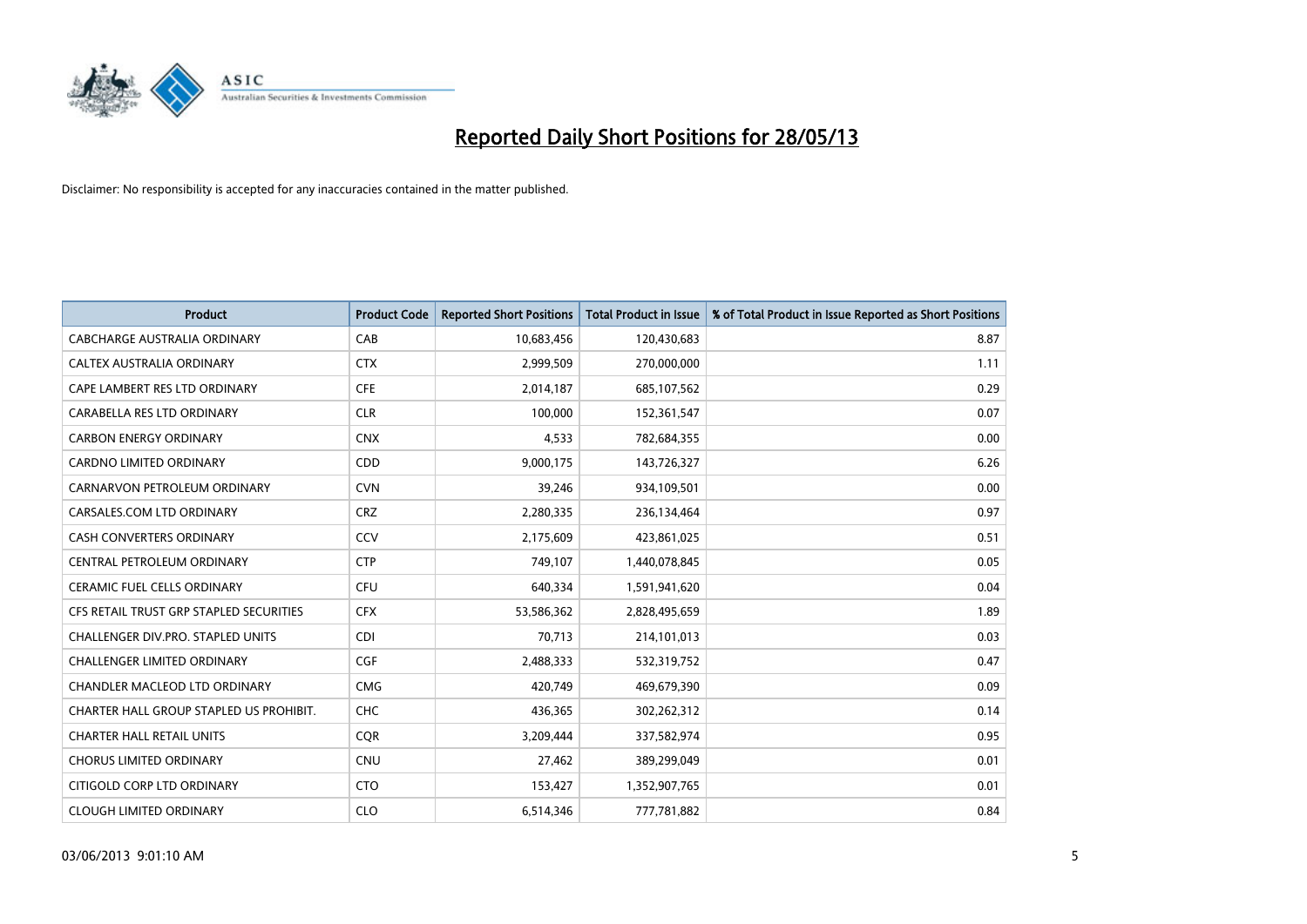# Reported Daily Short Positions for 28/05/13

Disclaimer: No responsibility is accepted for any inaccuracies contained in the matter published.

| Product | Product Code | Reported Short Positions | Total Product in Issue | % of Total Product in Issue Reported as Short Positions |
|---|---|---|---|---|
| CABCHARGE AUSTRALIA ORDINARY | CAB | 10,683,456 | 120,430,683 | 8.87 |
| CALTEX AUSTRALIA ORDINARY | CTX | 2,999,509 | 270,000,000 | 1.11 |
| CAPE LAMBERT RES LTD ORDINARY | CFE | 2,014,187 | 685,107,562 | 0.29 |
| CARABELLA RES LTD ORDINARY | CLR | 100,000 | 152,361,547 | 0.07 |
| CARBON ENERGY ORDINARY | CNX | 4,533 | 782,684,355 | 0.00 |
| CARDNO LIMITED ORDINARY | CDD | 9,000,175 | 143,726,327 | 6.26 |
| CARNARVON PETROLEUM ORDINARY | CVN | 39,246 | 934,109,501 | 0.00 |
| CARSALES.COM LTD ORDINARY | CRZ | 2,280,335 | 236,134,464 | 0.97 |
| CASH CONVERTERS ORDINARY | CCV | 2,175,609 | 423,861,025 | 0.51 |
| CENTRAL PETROLEUM ORDINARY | CTP | 749,107 | 1,440,078,845 | 0.05 |
| CERAMIC FUEL CELLS ORDINARY | CFU | 640,334 | 1,591,941,620 | 0.04 |
| CFS RETAIL TRUST GRP STAPLED SECURITIES | CFX | 53,586,362 | 2,828,495,659 | 1.89 |
| CHALLENGER DIV.PRO. STAPLED UNITS | CDI | 70,713 | 214,101,013 | 0.03 |
| CHALLENGER LIMITED ORDINARY | CGF | 2,488,333 | 532,319,752 | 0.47 |
| CHANDLER MACLEOD LTD ORDINARY | CMG | 420,749 | 469,679,390 | 0.09 |
| CHARTER HALL GROUP STAPLED US PROHIBIT. | CHC | 436,365 | 302,262,312 | 0.14 |
| CHARTER HALL RETAIL UNITS | CQR | 3,209,444 | 337,582,974 | 0.95 |
| CHORUS LIMITED ORDINARY | CNU | 27,462 | 389,299,049 | 0.01 |
| CITIGOLD CORP LTD ORDINARY | CTO | 153,427 | 1,352,907,765 | 0.01 |
| CLOUGH LIMITED ORDINARY | CLO | 6,514,346 | 777,781,882 | 0.84 |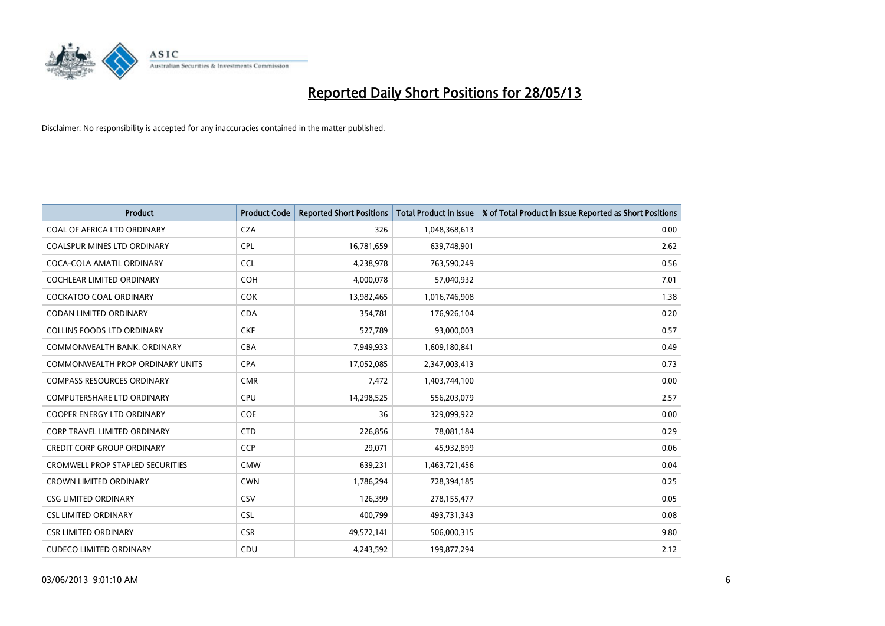# Reported Daily Short Positions for 28/05/13

Disclaimer: No responsibility is accepted for any inaccuracies contained in the matter published.

| Product | Product Code | Reported Short Positions | Total Product in Issue | % of Total Product in Issue Reported as Short Positions |
|---|---|---|---|---|
| COAL OF AFRICA LTD ORDINARY | CZA | 326 | 1,048,368,613 | 0.00 |
| COALSPUR MINES LTD ORDINARY | CPL | 16,781,659 | 639,748,901 | 2.62 |
| COCA-COLA AMATIL ORDINARY | CCL | 4,238,978 | 763,590,249 | 0.56 |
| COCHLEAR LIMITED ORDINARY | COH | 4,000,078 | 57,040,932 | 7.01 |
| COCKATOO COAL ORDINARY | COK | 13,982,465 | 1,016,746,908 | 1.38 |
| CODAN LIMITED ORDINARY | CDA | 354,781 | 176,926,104 | 0.20 |
| COLLINS FOODS LTD ORDINARY | CKF | 527,789 | 93,000,003 | 0.57 |
| COMMONWEALTH BANK. ORDINARY | CBA | 7,949,933 | 1,609,180,841 | 0.49 |
| COMMONWEALTH PROP ORDINARY UNITS | CPA | 17,052,085 | 2,347,003,413 | 0.73 |
| COMPASS RESOURCES ORDINARY | CMR | 7,472 | 1,403,744,100 | 0.00 |
| COMPUTERSHARE LTD ORDINARY | CPU | 14,298,525 | 556,203,079 | 2.57 |
| COOPER ENERGY LTD ORDINARY | COE | 36 | 329,099,922 | 0.00 |
| CORP TRAVEL LIMITED ORDINARY | CTD | 226,856 | 78,081,184 | 0.29 |
| CREDIT CORP GROUP ORDINARY | CCP | 29,071 | 45,932,899 | 0.06 |
| CROMWELL PROP STAPLED SECURITIES | CMW | 639,231 | 1,463,721,456 | 0.04 |
| CROWN LIMITED ORDINARY | CWN | 1,786,294 | 728,394,185 | 0.25 |
| CSG LIMITED ORDINARY | CSV | 126,399 | 278,155,477 | 0.05 |
| CSL LIMITED ORDINARY | CSL | 400,799 | 493,731,343 | 0.08 |
| CSR LIMITED ORDINARY | CSR | 49,572,141 | 506,000,315 | 9.80 |
| CUDECO LIMITED ORDINARY | CDU | 4,243,592 | 199,877,294 | 2.12 |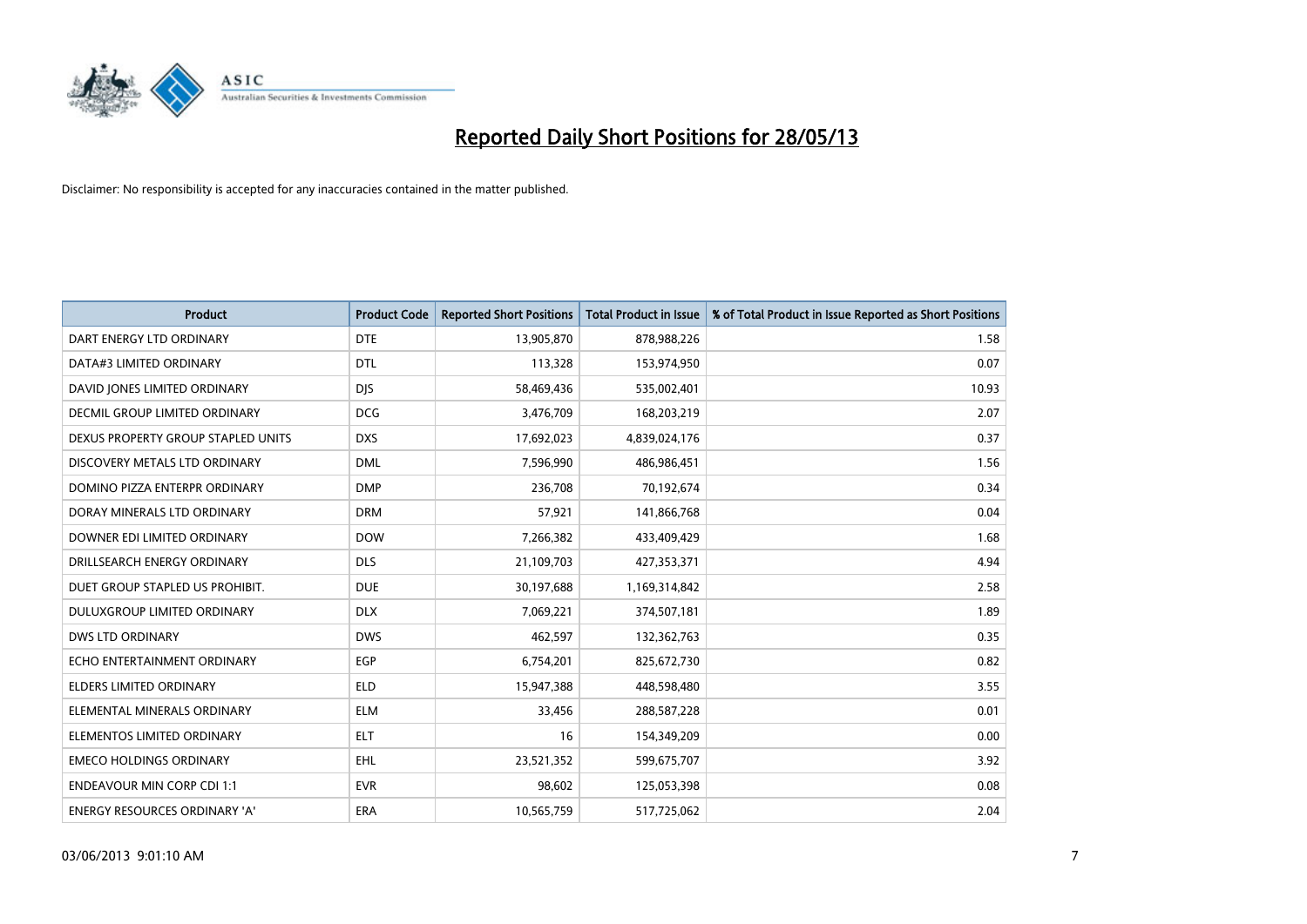# Reported Daily Short Positions for 28/05/13

Disclaimer: No responsibility is accepted for any inaccuracies contained in the matter published.

| Product | Product Code | Reported Short Positions | Total Product in Issue | % of Total Product in Issue Reported as Short Positions |
|---|---|---|---|---|
| DART ENERGY LTD ORDINARY | DTE | 13,905,870 | 878,988,226 | 1.58 |
| DATA#3 LIMITED ORDINARY | DTL | 113,328 | 153,974,950 | 0.07 |
| DAVID JONES LIMITED ORDINARY | DJS | 58,469,436 | 535,002,401 | 10.93 |
| DECMIL GROUP LIMITED ORDINARY | DCG | 3,476,709 | 168,203,219 | 2.07 |
| DEXUS PROPERTY GROUP STAPLED UNITS | DXS | 17,692,023 | 4,839,024,176 | 0.37 |
| DISCOVERY METALS LTD ORDINARY | DML | 7,596,990 | 486,986,451 | 1.56 |
| DOMINO PIZZA ENTERPR ORDINARY | DMP | 236,708 | 70,192,674 | 0.34 |
| DORAY MINERALS LTD ORDINARY | DRM | 57,921 | 141,866,768 | 0.04 |
| DOWNER EDI LIMITED ORDINARY | DOW | 7,266,382 | 433,409,429 | 1.68 |
| DRILLSEARCH ENERGY ORDINARY | DLS | 21,109,703 | 427,353,371 | 4.94 |
| DUET GROUP STAPLED US PROHIBIT. | DUE | 30,197,688 | 1,169,314,842 | 2.58 |
| DULUXGROUP LIMITED ORDINARY | DLX | 7,069,221 | 374,507,181 | 1.89 |
| DWS LTD ORDINARY | DWS | 462,597 | 132,362,763 | 0.35 |
| ECHO ENTERTAINMENT ORDINARY | EGP | 6,754,201 | 825,672,730 | 0.82 |
| ELDERS LIMITED ORDINARY | ELD | 15,947,388 | 448,598,480 | 3.55 |
| ELEMENTAL MINERALS ORDINARY | ELM | 33,456 | 288,587,228 | 0.01 |
| ELEMENTOS LIMITED ORDINARY | ELT | 16 | 154,349,209 | 0.00 |
| EMECO HOLDINGS ORDINARY | EHL | 23,521,352 | 599,675,707 | 3.92 |
| ENDEAVOUR MIN CORP CDI 1:1 | EVR | 98,602 | 125,053,398 | 0.08 |
| ENERGY RESOURCES ORDINARY 'A' | ERA | 10,565,759 | 517,725,062 | 2.04 |

03/06/2013 9:01:10 AM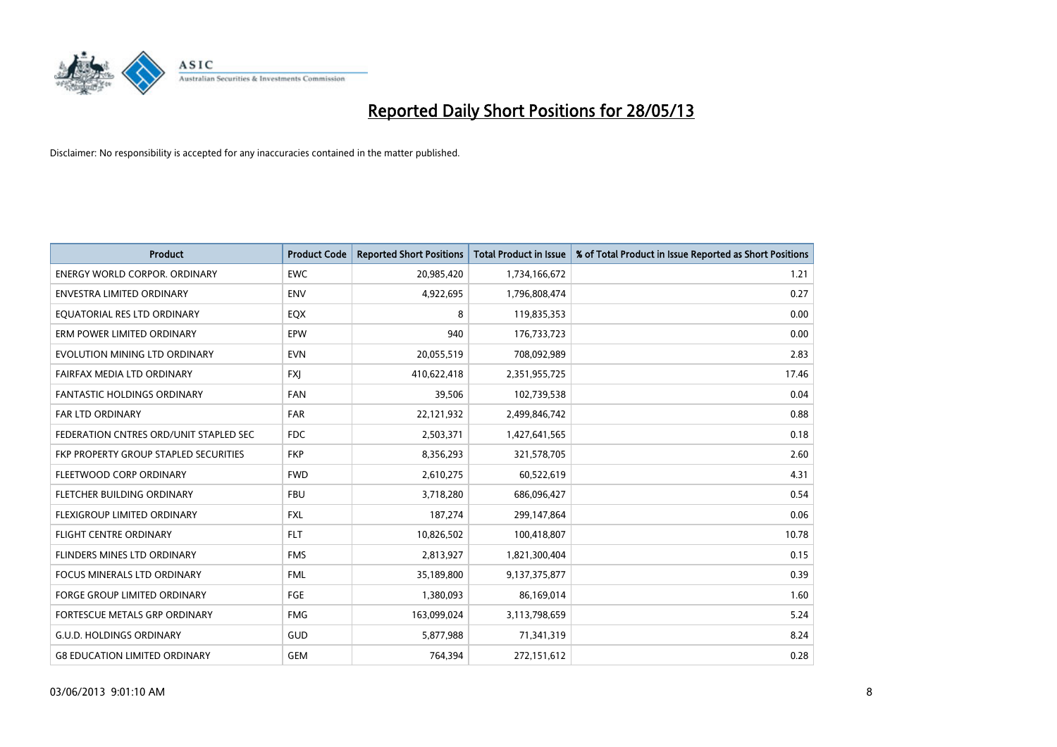# Reported Daily Short Positions for 28/05/13

Disclaimer: No responsibility is accepted for any inaccuracies contained in the matter published.

| Product | Product Code | Reported Short Positions | Total Product in Issue | % of Total Product in Issue Reported as Short Positions |
|---|---|---|---|---|
| ENERGY WORLD CORPOR. ORDINARY | EWC | 20,985,420 | 1,734,166,672 | 1.21 |
| ENVESTRA LIMITED ORDINARY | ENV | 4,922,695 | 1,796,808,474 | 0.27 |
| EQUATORIAL RES LTD ORDINARY | EQX | 8 | 119,835,353 | 0.00 |
| ERM POWER LIMITED ORDINARY | EPW | 940 | 176,733,723 | 0.00 |
| EVOLUTION MINING LTD ORDINARY | EVN | 20,055,519 | 708,092,989 | 2.83 |
| FAIRFAX MEDIA LTD ORDINARY | FXJ | 410,622,418 | 2,351,955,725 | 17.46 |
| FANTASTIC HOLDINGS ORDINARY | FAN | 39,506 | 102,739,538 | 0.04 |
| FAR LTD ORDINARY | FAR | 22,121,932 | 2,499,846,742 | 0.88 |
| FEDERATION CNTRES ORD/UNIT STAPLED SEC | FDC | 2,503,371 | 1,427,641,565 | 0.18 |
| FKP PROPERTY GROUP STAPLED SECURITIES | FKP | 8,356,293 | 321,578,705 | 2.60 |
| FLEETWOOD CORP ORDINARY | FWD | 2,610,275 | 60,522,619 | 4.31 |
| FLETCHER BUILDING ORDINARY | FBU | 3,718,280 | 686,096,427 | 0.54 |
| FLEXIGROUP LIMITED ORDINARY | FXL | 187,274 | 299,147,864 | 0.06 |
| FLIGHT CENTRE ORDINARY | FLT | 10,826,502 | 100,418,807 | 10.78 |
| FLINDERS MINES LTD ORDINARY | FMS | 2,813,927 | 1,821,300,404 | 0.15 |
| FOCUS MINERALS LTD ORDINARY | FML | 35,189,800 | 9,137,375,877 | 0.39 |
| FORGE GROUP LIMITED ORDINARY | FGE | 1,380,093 | 86,169,014 | 1.60 |
| FORTESCUE METALS GRP ORDINARY | FMG | 163,099,024 | 3,113,798,659 | 5.24 |
| G.U.D. HOLDINGS ORDINARY | GUD | 5,877,988 | 71,341,319 | 8.24 |
| G8 EDUCATION LIMITED ORDINARY | GEM | 764,394 | 272,151,612 | 0.28 |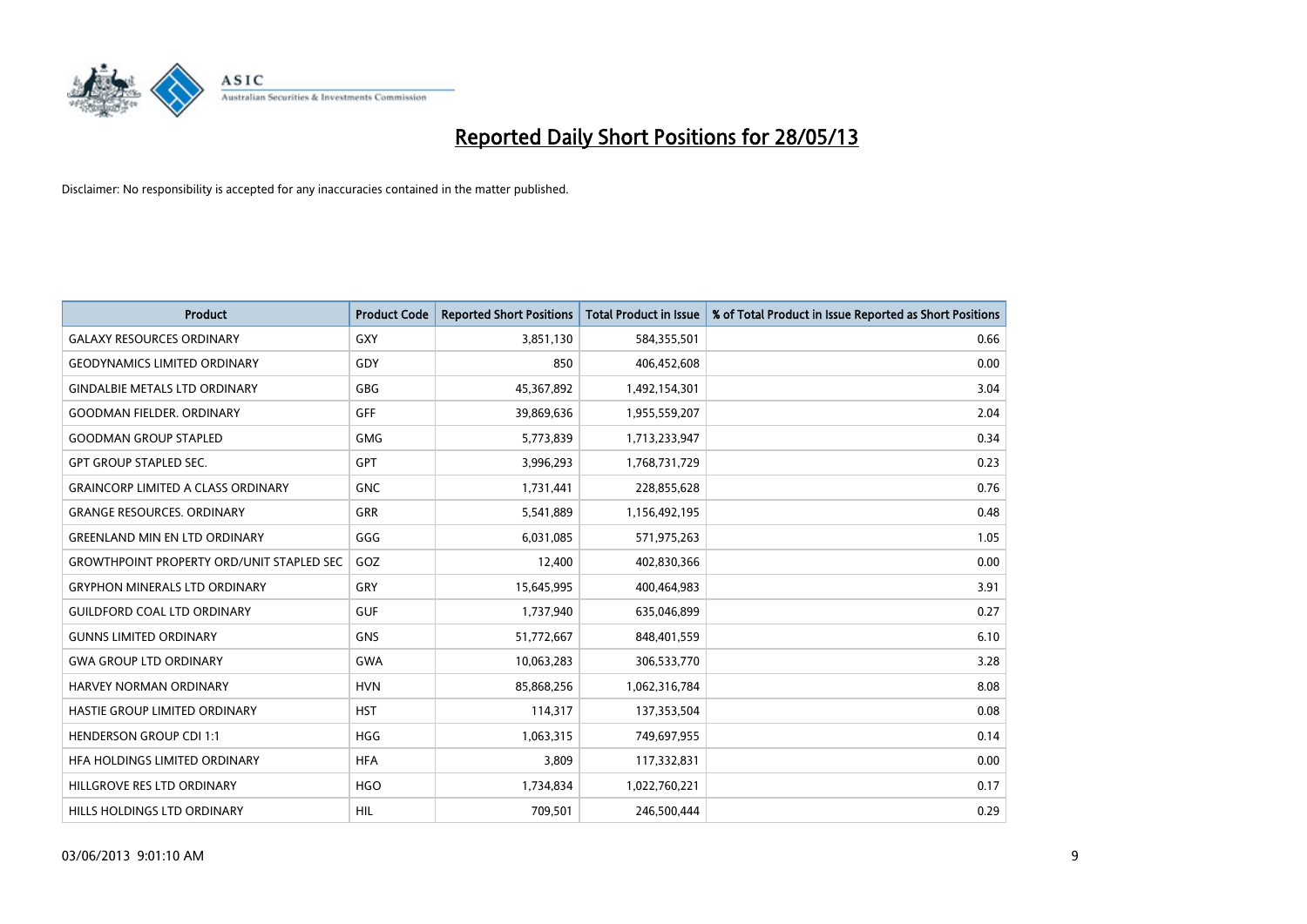# Reported Daily Short Positions for 28/05/13

Disclaimer: No responsibility is accepted for any inaccuracies contained in the matter published.

| Product | Product Code | Reported Short Positions | Total Product in Issue | % of Total Product in Issue Reported as Short Positions |
|---|---|---|---|---|
| GALAXY RESOURCES ORDINARY | GXY | 3,851,130 | 584,355,501 | 0.66 |
| GEODYNAMICS LIMITED ORDINARY | GDY | 850 | 406,452,608 | 0.00 |
| GINDALBIE METALS LTD ORDINARY | GBG | 45,367,892 | 1,492,154,301 | 3.04 |
| GOODMAN FIELDER. ORDINARY | GFF | 39,869,636 | 1,955,559,207 | 2.04 |
| GOODMAN GROUP STAPLED | GMG | 5,773,839 | 1,713,233,947 | 0.34 |
| GPT GROUP STAPLED SEC. | GPT | 3,996,293 | 1,768,731,729 | 0.23 |
| GRAINCORP LIMITED A CLASS ORDINARY | GNC | 1,731,441 | 228,855,628 | 0.76 |
| GRANGE RESOURCES. ORDINARY | GRR | 5,541,889 | 1,156,492,195 | 0.48 |
| GREENLAND MIN EN LTD ORDINARY | GGG | 6,031,085 | 571,975,263 | 1.05 |
| GROWTHPOINT PROPERTY ORD/UNIT STAPLED SEC | GOZ | 12,400 | 402,830,366 | 0.00 |
| GRYPHON MINERALS LTD ORDINARY | GRY | 15,645,995 | 400,464,983 | 3.91 |
| GUILDFORD COAL LTD ORDINARY | GUF | 1,737,940 | 635,046,899 | 0.27 |
| GUNNS LIMITED ORDINARY | GNS | 51,772,667 | 848,401,559 | 6.10 |
| GWA GROUP LTD ORDINARY | GWA | 10,063,283 | 306,533,770 | 3.28 |
| HARVEY NORMAN ORDINARY | HVN | 85,868,256 | 1,062,316,784 | 8.08 |
| HASTIE GROUP LIMITED ORDINARY | HST | 114,317 | 137,353,504 | 0.08 |
| HENDERSON GROUP CDI 1:1 | HGG | 1,063,315 | 749,697,955 | 0.14 |
| HFA HOLDINGS LIMITED ORDINARY | HFA | 3,809 | 117,332,831 | 0.00 |
| HILLGROVE RES LTD ORDINARY | HGO | 1,734,834 | 1,022,760,221 | 0.17 |
| HILLS HOLDINGS LTD ORDINARY | HIL | 709,501 | 246,500,444 | 0.29 |

03/06/2013 9:01:10 AM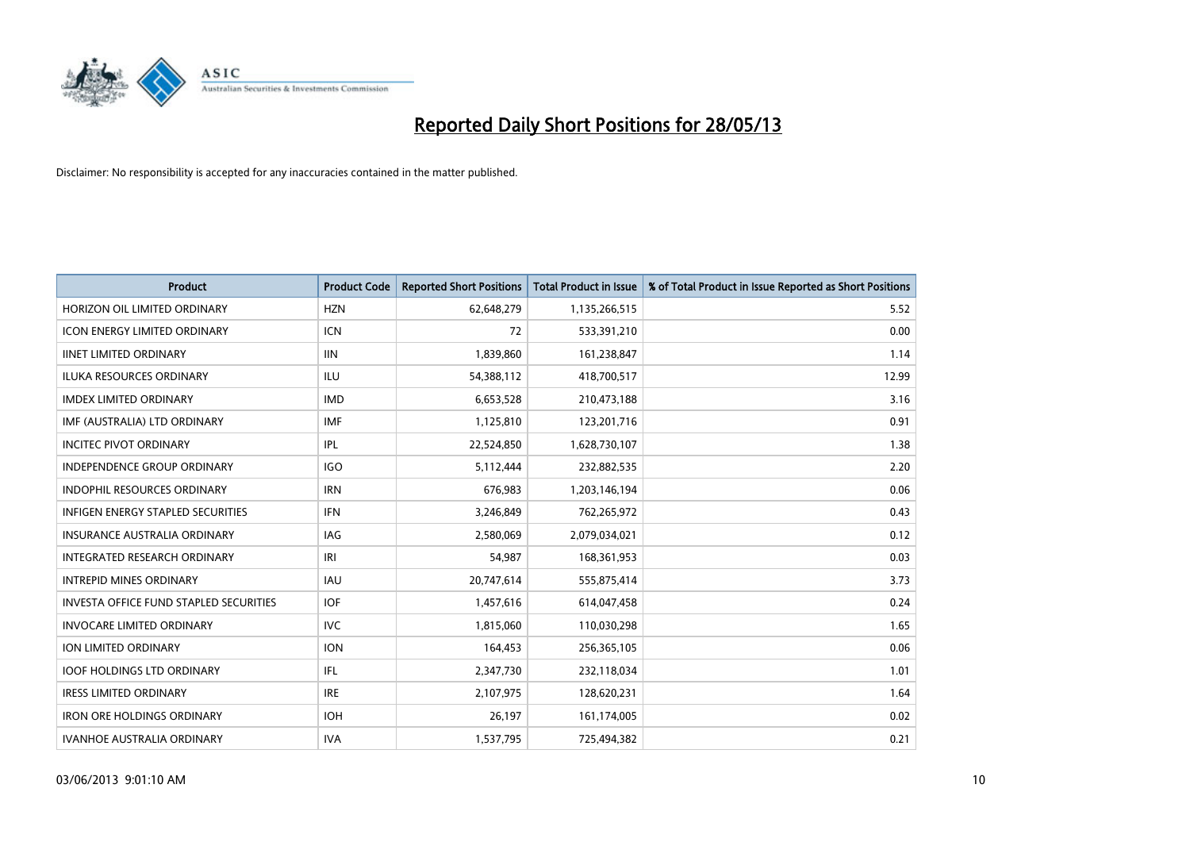# Reported Daily Short Positions for 28/05/13

Disclaimer: No responsibility is accepted for any inaccuracies contained in the matter published.

| Product | Product Code | Reported Short Positions | Total Product in Issue | % of Total Product in Issue Reported as Short Positions |
|---|---|---|---|---|
| HORIZON OIL LIMITED ORDINARY | HZN | 62,648,279 | 1,135,266,515 | 5.52 |
| ICON ENERGY LIMITED ORDINARY | ICN | 72 | 533,391,210 | 0.00 |
| IINET LIMITED ORDINARY | IIN | 1,839,860 | 161,238,847 | 1.14 |
| ILUKA RESOURCES ORDINARY | ILU | 54,388,112 | 418,700,517 | 12.99 |
| IMDEX LIMITED ORDINARY | IMD | 6,653,528 | 210,473,188 | 3.16 |
| IMF (AUSTRALIA) LTD ORDINARY | IMF | 1,125,810 | 123,201,716 | 0.91 |
| INCITEC PIVOT ORDINARY | IPL | 22,524,850 | 1,628,730,107 | 1.38 |
| INDEPENDENCE GROUP ORDINARY | IGO | 5,112,444 | 232,882,535 | 2.20 |
| INDOPHIL RESOURCES ORDINARY | IRN | 676,983 | 1,203,146,194 | 0.06 |
| INFIGEN ENERGY STAPLED SECURITIES | IFN | 3,246,849 | 762,265,972 | 0.43 |
| INSURANCE AUSTRALIA ORDINARY | IAG | 2,580,069 | 2,079,034,021 | 0.12 |
| INTEGRATED RESEARCH ORDINARY | IRI | 54,987 | 168,361,953 | 0.03 |
| INTREPID MINES ORDINARY | IAU | 20,747,614 | 555,875,414 | 3.73 |
| INVESTA OFFICE FUND STAPLED SECURITIES | IOF | 1,457,616 | 614,047,458 | 0.24 |
| INVOCARE LIMITED ORDINARY | IVC | 1,815,060 | 110,030,298 | 1.65 |
| ION LIMITED ORDINARY | ION | 164,453 | 256,365,105 | 0.06 |
| IOOF HOLDINGS LTD ORDINARY | IFL | 2,347,730 | 232,118,034 | 1.01 |
| IRESS LIMITED ORDINARY | IRE | 2,107,975 | 128,620,231 | 1.64 |
| IRON ORE HOLDINGS ORDINARY | IOH | 26,197 | 161,174,005 | 0.02 |
| IVANHOE AUSTRALIA ORDINARY | IVA | 1,537,795 | 725,494,382 | 0.21 |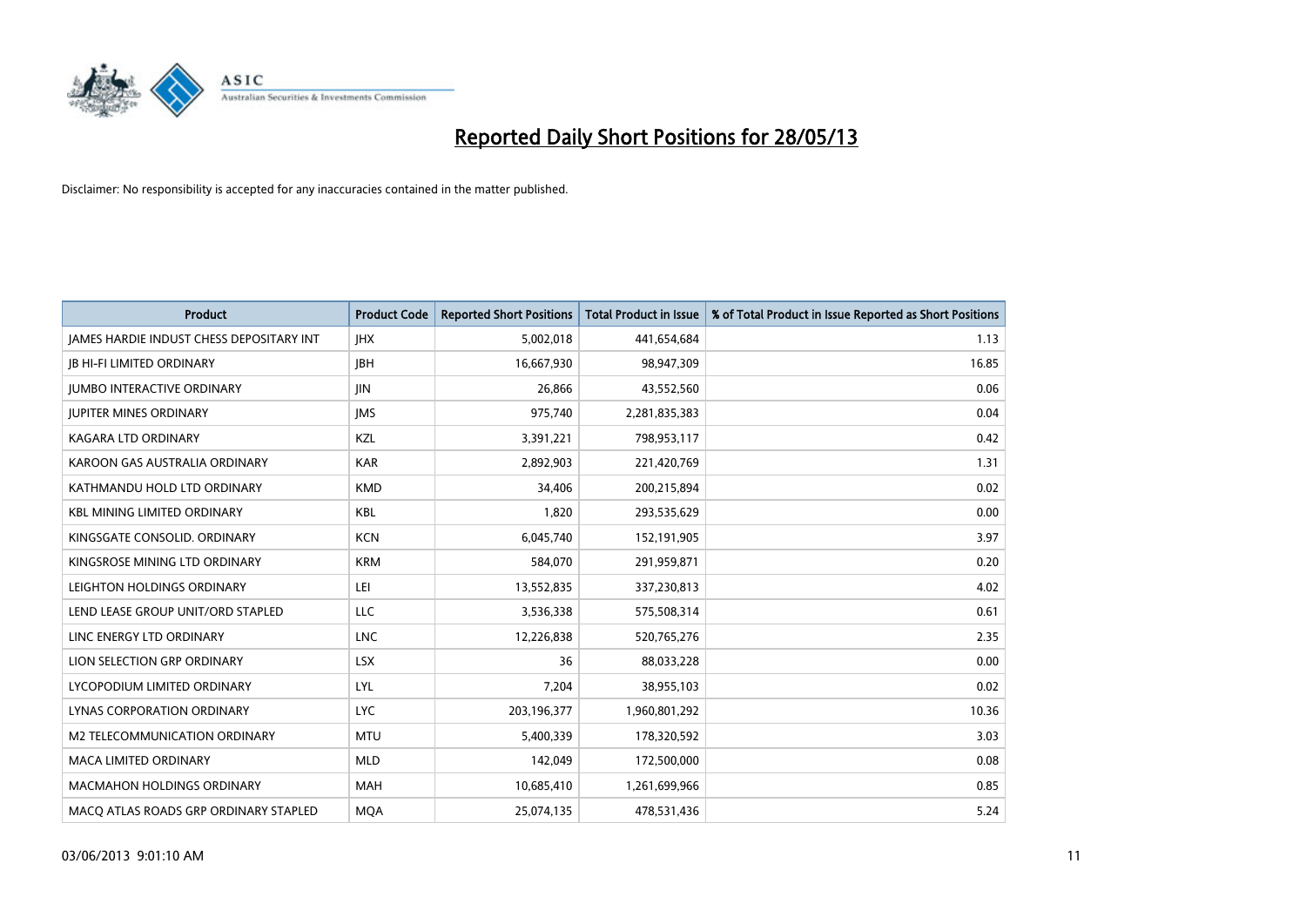# Reported Daily Short Positions for 28/05/13

Disclaimer: No responsibility is accepted for any inaccuracies contained in the matter published.

| Product | Product Code | Reported Short Positions | Total Product in Issue | % of Total Product in Issue Reported as Short Positions |
|---|---|---|---|---|
| JAMES HARDIE INDUST CHESS DEPOSITARY INT | JHX | 5,002,018 | 441,654,684 | 1.13 |
| JB HI-FI LIMITED ORDINARY | JBH | 16,667,930 | 98,947,309 | 16.85 |
| JUMBO INTERACTIVE ORDINARY | JIN | 26,866 | 43,552,560 | 0.06 |
| JUPITER MINES ORDINARY | JMS | 975,740 | 2,281,835,383 | 0.04 |
| KAGARA LTD ORDINARY | KZL | 3,391,221 | 798,953,117 | 0.42 |
| KAROON GAS AUSTRALIA ORDINARY | KAR | 2,892,903 | 221,420,769 | 1.31 |
| KATHMANDU HOLD LTD ORDINARY | KMD | 34,406 | 200,215,894 | 0.02 |
| KBL MINING LIMITED ORDINARY | KBL | 1,820 | 293,535,629 | 0.00 |
| KINGSGATE CONSOLID. ORDINARY | KCN | 6,045,740 | 152,191,905 | 3.97 |
| KINGSROSE MINING LTD ORDINARY | KRM | 584,070 | 291,959,871 | 0.20 |
| LEIGHTON HOLDINGS ORDINARY | LEI | 13,552,835 | 337,230,813 | 4.02 |
| LEND LEASE GROUP UNIT/ORD STAPLED | LLC | 3,536,338 | 575,508,314 | 0.61 |
| LINC ENERGY LTD ORDINARY | LNC | 12,226,838 | 520,765,276 | 2.35 |
| LION SELECTION GRP ORDINARY | LSX | 36 | 88,033,228 | 0.00 |
| LYCOPODIUM LIMITED ORDINARY | LYL | 7,204 | 38,955,103 | 0.02 |
| LYNAS CORPORATION ORDINARY | LYC | 203,196,377 | 1,960,801,292 | 10.36 |
| M2 TELECOMMUNICATION ORDINARY | MTU | 5,400,339 | 178,320,592 | 3.03 |
| MACA LIMITED ORDINARY | MLD | 142,049 | 172,500,000 | 0.08 |
| MACMAHON HOLDINGS ORDINARY | MAH | 10,685,410 | 1,261,699,966 | 0.85 |
| MACQ ATLAS ROADS GRP ORDINARY STAPLED | MQA | 25,074,135 | 478,531,436 | 5.24 |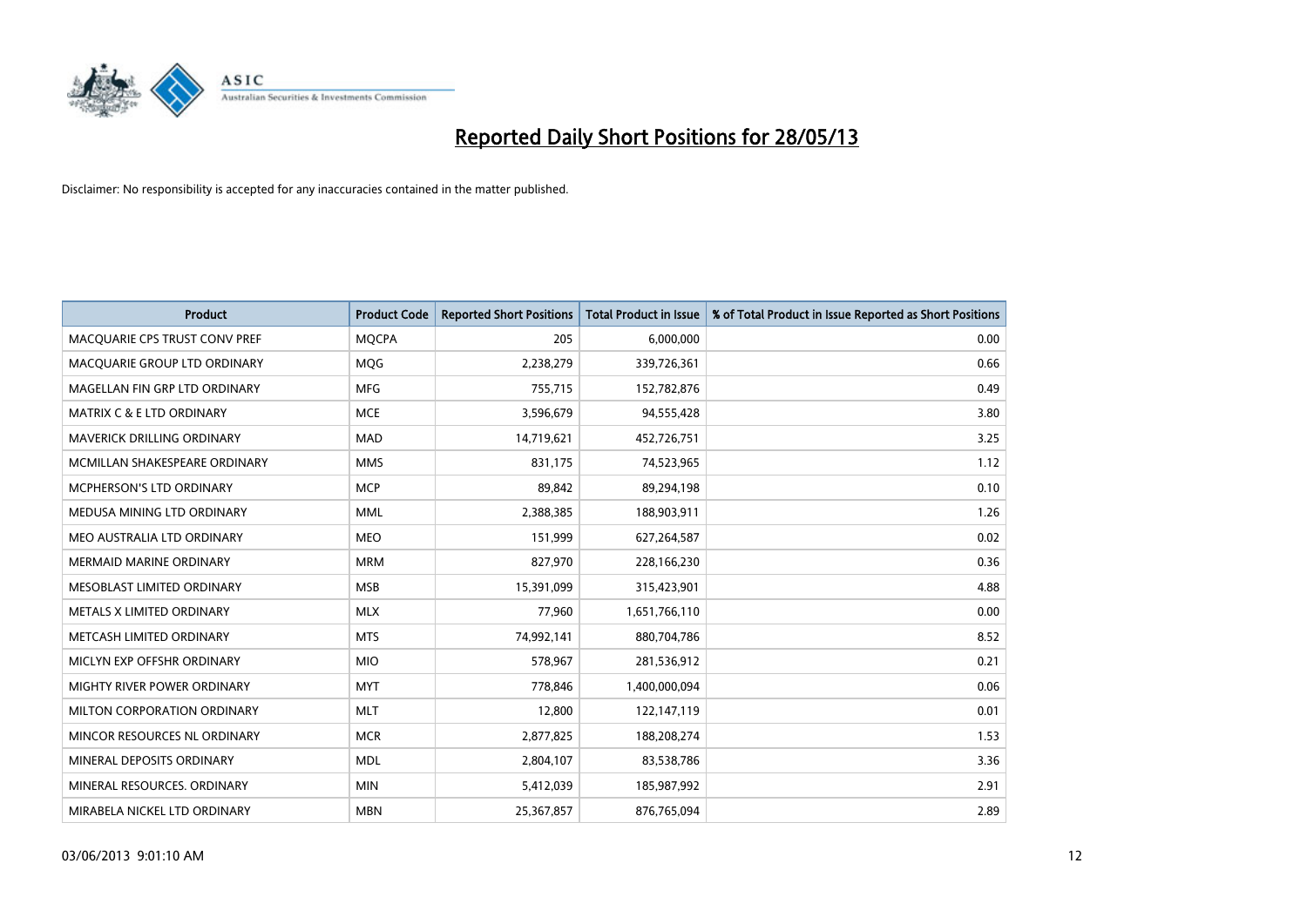# Reported Daily Short Positions for 28/05/13

Disclaimer: No responsibility is accepted for any inaccuracies contained in the matter published.

| Product | Product Code | Reported Short Positions | Total Product in Issue | % of Total Product in Issue Reported as Short Positions |
|---|---|---|---|---|
| MACQUARIE CPS TRUST CONV PREF | MQCPA | 205 | 6,000,000 | 0.00 |
| MACQUARIE GROUP LTD ORDINARY | MQG | 2,238,279 | 339,726,361 | 0.66 |
| MAGELLAN FIN GRP LTD ORDINARY | MFG | 755,715 | 152,782,876 | 0.49 |
| MATRIX C & E LTD ORDINARY | MCE | 3,596,679 | 94,555,428 | 3.80 |
| MAVERICK DRILLING ORDINARY | MAD | 14,719,621 | 452,726,751 | 3.25 |
| MCMILLAN SHAKESPEARE ORDINARY | MMS | 831,175 | 74,523,965 | 1.12 |
| MCPHERSON'S LTD ORDINARY | MCP | 89,842 | 89,294,198 | 0.10 |
| MEDUSA MINING LTD ORDINARY | MML | 2,388,385 | 188,903,911 | 1.26 |
| MEO AUSTRALIA LTD ORDINARY | MEO | 151,999 | 627,264,587 | 0.02 |
| MERMAID MARINE ORDINARY | MRM | 827,970 | 228,166,230 | 0.36 |
| MESOBLAST LIMITED ORDINARY | MSB | 15,391,099 | 315,423,901 | 4.88 |
| METALS X LIMITED ORDINARY | MLX | 77,960 | 1,651,766,110 | 0.00 |
| METCASH LIMITED ORDINARY | MTS | 74,992,141 | 880,704,786 | 8.52 |
| MICLYN EXP OFFSHR ORDINARY | MIO | 578,967 | 281,536,912 | 0.21 |
| MIGHTY RIVER POWER ORDINARY | MYT | 778,846 | 1,400,000,094 | 0.06 |
| MILTON CORPORATION ORDINARY | MLT | 12,800 | 122,147,119 | 0.01 |
| MINCOR RESOURCES NL ORDINARY | MCR | 2,877,825 | 188,208,274 | 1.53 |
| MINERAL DEPOSITS ORDINARY | MDL | 2,804,107 | 83,538,786 | 3.36 |
| MINERAL RESOURCES. ORDINARY | MIN | 5,412,039 | 185,987,992 | 2.91 |
| MIRABELA NICKEL LTD ORDINARY | MBN | 25,367,857 | 876,765,094 | 2.89 |

03/06/2013 9:01:10 AM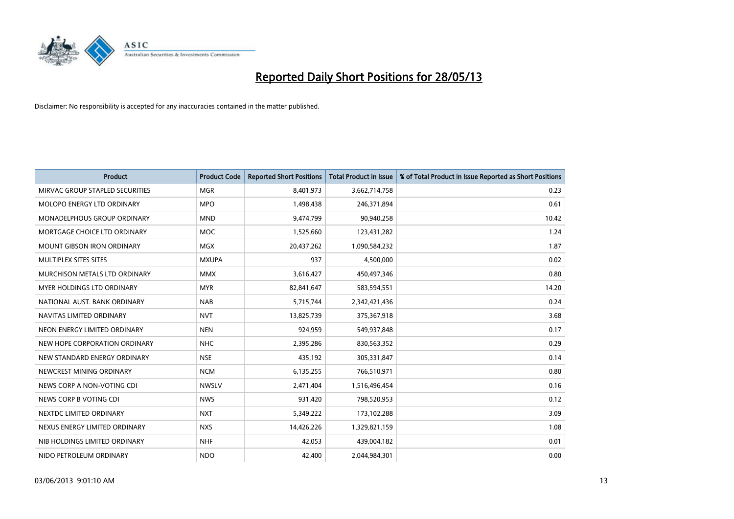# Reported Daily Short Positions for 28/05/13

Disclaimer: No responsibility is accepted for any inaccuracies contained in the matter published.

| Product | Product Code | Reported Short Positions | Total Product in Issue | % of Total Product in Issue Reported as Short Positions |
|---|---|---|---|---|
| MIRVAC GROUP STAPLED SECURITIES | MGR | 8,401,973 | 3,662,714,758 | 0.23 |
| MOLOPO ENERGY LTD ORDINARY | MPO | 1,498,438 | 246,371,894 | 0.61 |
| MONADELPHOUS GROUP ORDINARY | MND | 9,474,799 | 90,940,258 | 10.42 |
| MORTGAGE CHOICE LTD ORDINARY | MOC | 1,525,660 | 123,431,282 | 1.24 |
| MOUNT GIBSON IRON ORDINARY | MGX | 20,437,262 | 1,090,584,232 | 1.87 |
| MULTIPLEX SITES SITES | MXUPA | 937 | 4,500,000 | 0.02 |
| MURCHISON METALS LTD ORDINARY | MMX | 3,616,427 | 450,497,346 | 0.80 |
| MYER HOLDINGS LTD ORDINARY | MYR | 82,841,647 | 583,594,551 | 14.20 |
| NATIONAL AUST. BANK ORDINARY | NAB | 5,715,744 | 2,342,421,436 | 0.24 |
| NAVITAS LIMITED ORDINARY | NVT | 13,825,739 | 375,367,918 | 3.68 |
| NEON ENERGY LIMITED ORDINARY | NEN | 924,959 | 549,937,848 | 0.17 |
| NEW HOPE CORPORATION ORDINARY | NHC | 2,395,286 | 830,563,352 | 0.29 |
| NEW STANDARD ENERGY ORDINARY | NSE | 435,192 | 305,331,847 | 0.14 |
| NEWCREST MINING ORDINARY | NCM | 6,135,255 | 766,510,971 | 0.80 |
| NEWS CORP A NON-VOTING CDI | NWSLV | 2,471,404 | 1,516,496,454 | 0.16 |
| NEWS CORP B VOTING CDI | NWS | 931,420 | 798,520,953 | 0.12 |
| NEXTDC LIMITED ORDINARY | NXT | 5,349,222 | 173,102,288 | 3.09 |
| NEXUS ENERGY LIMITED ORDINARY | NXS | 14,426,226 | 1,329,821,159 | 1.08 |
| NIB HOLDINGS LIMITED ORDINARY | NHF | 42,053 | 439,004,182 | 0.01 |
| NIDO PETROLEUM ORDINARY | NDO | 42,400 | 2,044,984,301 | 0.00 |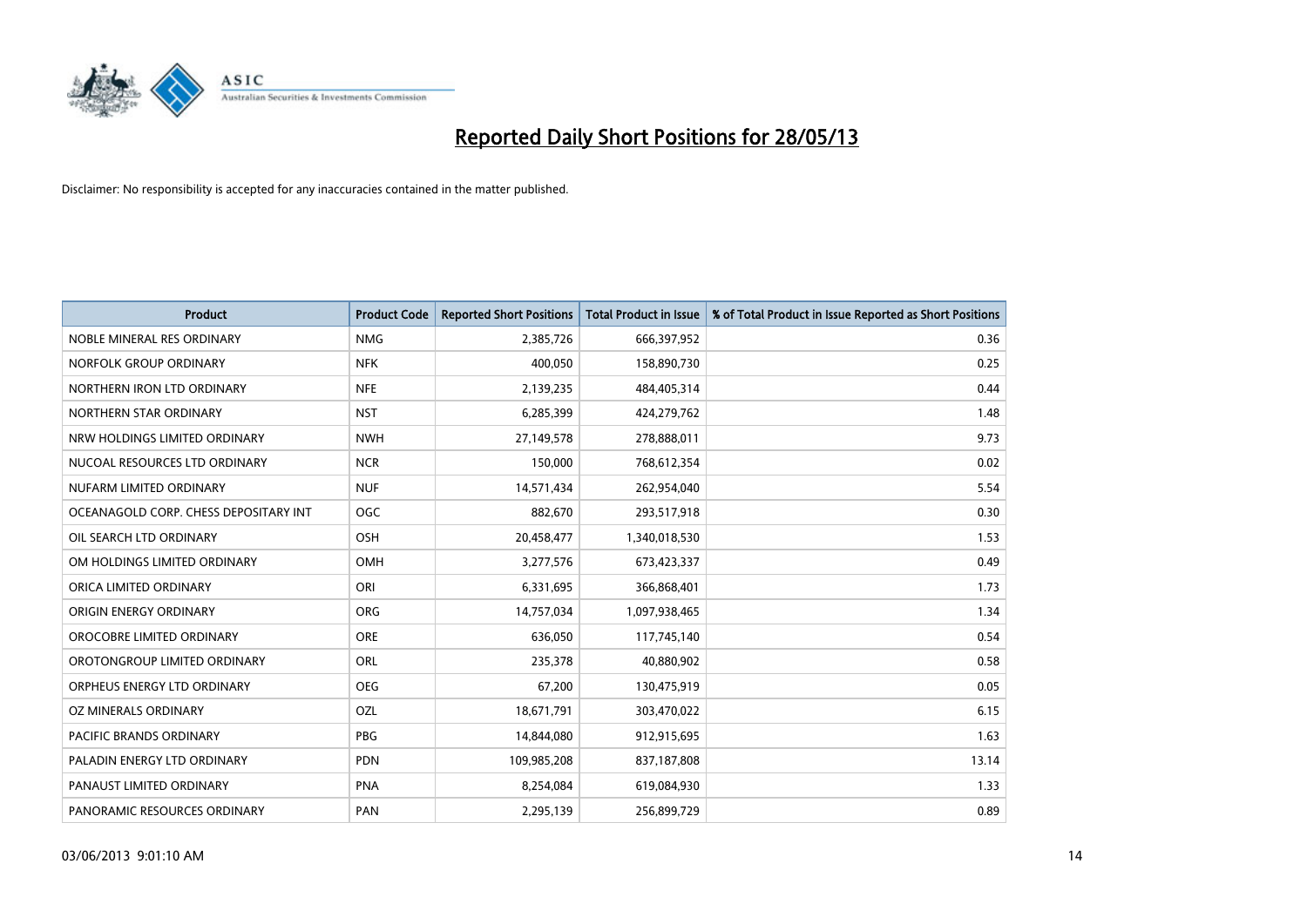# Reported Daily Short Positions for 28/05/13

Disclaimer: No responsibility is accepted for any inaccuracies contained in the matter published.

| Product | Product Code | Reported Short Positions | Total Product in Issue | % of Total Product in Issue Reported as Short Positions |
|---|---|---|---|---|
| NOBLE MINERAL RES ORDINARY | NMG | 2,385,726 | 666,397,952 | 0.36 |
| NORFOLK GROUP ORDINARY | NFK | 400,050 | 158,890,730 | 0.25 |
| NORTHERN IRON LTD ORDINARY | NFE | 2,139,235 | 484,405,314 | 0.44 |
| NORTHERN STAR ORDINARY | NST | 6,285,399 | 424,279,762 | 1.48 |
| NRW HOLDINGS LIMITED ORDINARY | NWH | 27,149,578 | 278,888,011 | 9.73 |
| NUCOAL RESOURCES LTD ORDINARY | NCR | 150,000 | 768,612,354 | 0.02 |
| NUFARM LIMITED ORDINARY | NUF | 14,571,434 | 262,954,040 | 5.54 |
| OCEANAGOLD CORP. CHESS DEPOSITARY INT | OGC | 882,670 | 293,517,918 | 0.30 |
| OIL SEARCH LTD ORDINARY | OSH | 20,458,477 | 1,340,018,530 | 1.53 |
| OM HOLDINGS LIMITED ORDINARY | OMH | 3,277,576 | 673,423,337 | 0.49 |
| ORICA LIMITED ORDINARY | ORI | 6,331,695 | 366,868,401 | 1.73 |
| ORIGIN ENERGY ORDINARY | ORG | 14,757,034 | 1,097,938,465 | 1.34 |
| OROCOBRE LIMITED ORDINARY | ORE | 636,050 | 117,745,140 | 0.54 |
| OROTONGROUP LIMITED ORDINARY | ORL | 235,378 | 40,880,902 | 0.58 |
| ORPHEUS ENERGY LTD ORDINARY | OEG | 67,200 | 130,475,919 | 0.05 |
| OZ MINERALS ORDINARY | OZL | 18,671,791 | 303,470,022 | 6.15 |
| PACIFIC BRANDS ORDINARY | PBG | 14,844,080 | 912,915,695 | 1.63 |
| PALADIN ENERGY LTD ORDINARY | PDN | 109,985,208 | 837,187,808 | 13.14 |
| PANAUST LIMITED ORDINARY | PNA | 8,254,084 | 619,084,930 | 1.33 |
| PANORAMIC RESOURCES ORDINARY | PAN | 2,295,139 | 256,899,729 | 0.89 |

03/06/2013 9:01:10 AM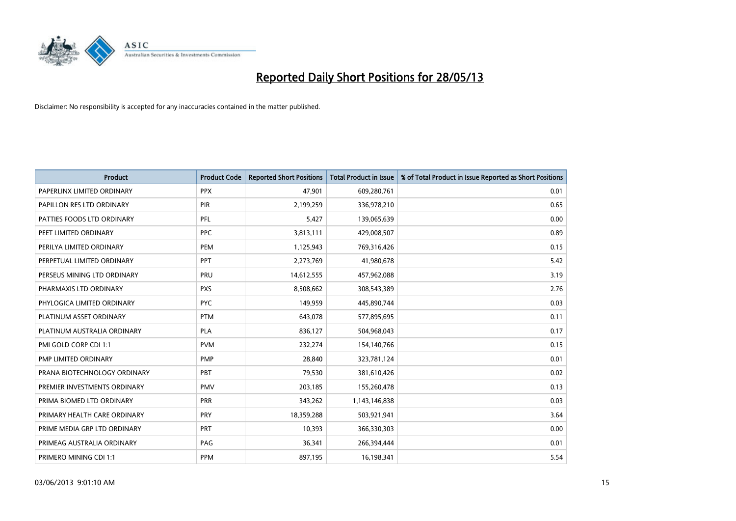# Reported Daily Short Positions for 28/05/13

Disclaimer: No responsibility is accepted for any inaccuracies contained in the matter published.

| Product | Product Code | Reported Short Positions | Total Product in Issue | % of Total Product in Issue Reported as Short Positions |
|---|---|---|---|---|
| PAPERLINX LIMITED ORDINARY | PPX | 47,901 | 609,280,761 | 0.01 |
| PAPILLON RES LTD ORDINARY | PIR | 2,199,259 | 336,978,210 | 0.65 |
| PATTIES FOODS LTD ORDINARY | PFL | 5,427 | 139,065,639 | 0.00 |
| PEET LIMITED ORDINARY | PPC | 3,813,111 | 429,008,507 | 0.89 |
| PERILYA LIMITED ORDINARY | PEM | 1,125,943 | 769,316,426 | 0.15 |
| PERPETUAL LIMITED ORDINARY | PPT | 2,273,769 | 41,980,678 | 5.42 |
| PERSEUS MINING LTD ORDINARY | PRU | 14,612,555 | 457,962,088 | 3.19 |
| PHARMAXIS LTD ORDINARY | PXS | 8,508,662 | 308,543,389 | 2.76 |
| PHYLOGICA LIMITED ORDINARY | PYC | 149,959 | 445,890,744 | 0.03 |
| PLATINUM ASSET ORDINARY | PTM | 643,078 | 577,895,695 | 0.11 |
| PLATINUM AUSTRALIA ORDINARY | PLA | 836,127 | 504,968,043 | 0.17 |
| PMI GOLD CORP CDI 1:1 | PVM | 232,274 | 154,140,766 | 0.15 |
| PMP LIMITED ORDINARY | PMP | 28,840 | 323,781,124 | 0.01 |
| PRANA BIOTECHNOLOGY ORDINARY | PBT | 79,530 | 381,610,426 | 0.02 |
| PREMIER INVESTMENTS ORDINARY | PMV | 203,185 | 155,260,478 | 0.13 |
| PRIMA BIOMED LTD ORDINARY | PRR | 343,262 | 1,143,146,838 | 0.03 |
| PRIMARY HEALTH CARE ORDINARY | PRY | 18,359,288 | 503,921,941 | 3.64 |
| PRIME MEDIA GRP LTD ORDINARY | PRT | 10,393 | 366,330,303 | 0.00 |
| PRIMEAG AUSTRALIA ORDINARY | PAG | 36,341 | 266,394,444 | 0.01 |
| PRIMERO MINING CDI 1:1 | PPM | 897,195 | 16,198,341 | 5.54 |

03/06/2013 9:01:10 AM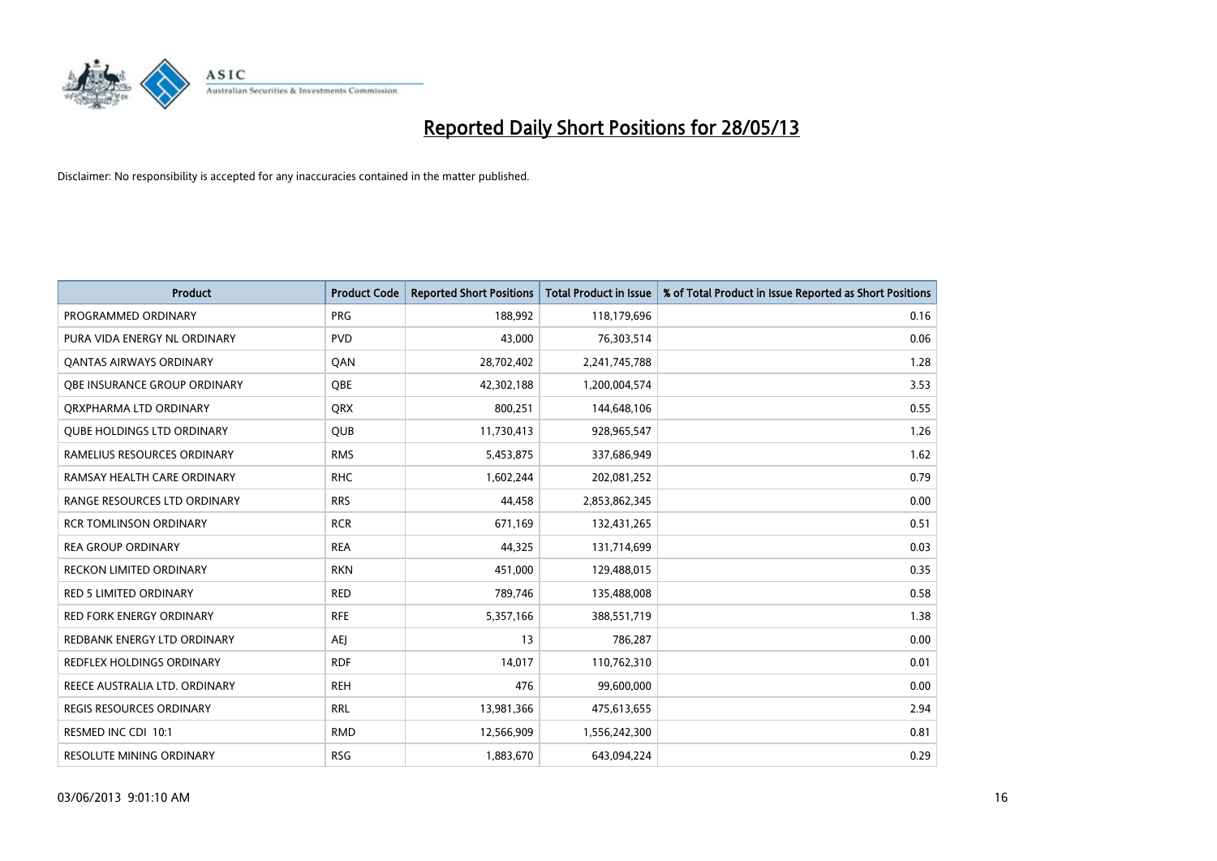# Reported Daily Short Positions for 28/05/13

Disclaimer: No responsibility is accepted for any inaccuracies contained in the matter published.

| Product | Product Code | Reported Short Positions | Total Product in Issue | % of Total Product in Issue Reported as Short Positions |
|---|---|---|---|---|
| PROGRAMMED ORDINARY | PRG | 188,992 | 118,179,696 | 0.16 |
| PURA VIDA ENERGY NL ORDINARY | PVD | 43,000 | 76,303,514 | 0.06 |
| QANTAS AIRWAYS ORDINARY | QAN | 28,702,402 | 2,241,745,788 | 1.28 |
| QBE INSURANCE GROUP ORDINARY | QBE | 42,302,188 | 1,200,004,574 | 3.53 |
| QRXPHARMA LTD ORDINARY | QRX | 800,251 | 144,648,106 | 0.55 |
| QUBE HOLDINGS LTD ORDINARY | QUB | 11,730,413 | 928,965,547 | 1.26 |
| RAMELIUS RESOURCES ORDINARY | RMS | 5,453,875 | 337,686,949 | 1.62 |
| RAMSAY HEALTH CARE ORDINARY | RHC | 1,602,244 | 202,081,252 | 0.79 |
| RANGE RESOURCES LTD ORDINARY | RRS | 44,458 | 2,853,862,345 | 0.00 |
| RCR TOMLINSON ORDINARY | RCR | 671,169 | 132,431,265 | 0.51 |
| REA GROUP ORDINARY | REA | 44,325 | 131,714,699 | 0.03 |
| RECKON LIMITED ORDINARY | RKN | 451,000 | 129,488,015 | 0.35 |
| RED 5 LIMITED ORDINARY | RED | 789,746 | 135,488,008 | 0.58 |
| RED FORK ENERGY ORDINARY | RFE | 5,357,166 | 388,551,719 | 1.38 |
| REDBANK ENERGY LTD ORDINARY | AEJ | 13 | 786,287 | 0.00 |
| REDFLEX HOLDINGS ORDINARY | RDF | 14,017 | 110,762,310 | 0.01 |
| REECE AUSTRALIA LTD. ORDINARY | REH | 476 | 99,600,000 | 0.00 |
| REGIS RESOURCES ORDINARY | RRL | 13,981,366 | 475,613,655 | 2.94 |
| RESMED INC CDI 10:1 | RMD | 12,566,909 | 1,556,242,300 | 0.81 |
| RESOLUTE MINING ORDINARY | RSG | 1,883,670 | 643,094,224 | 0.29 |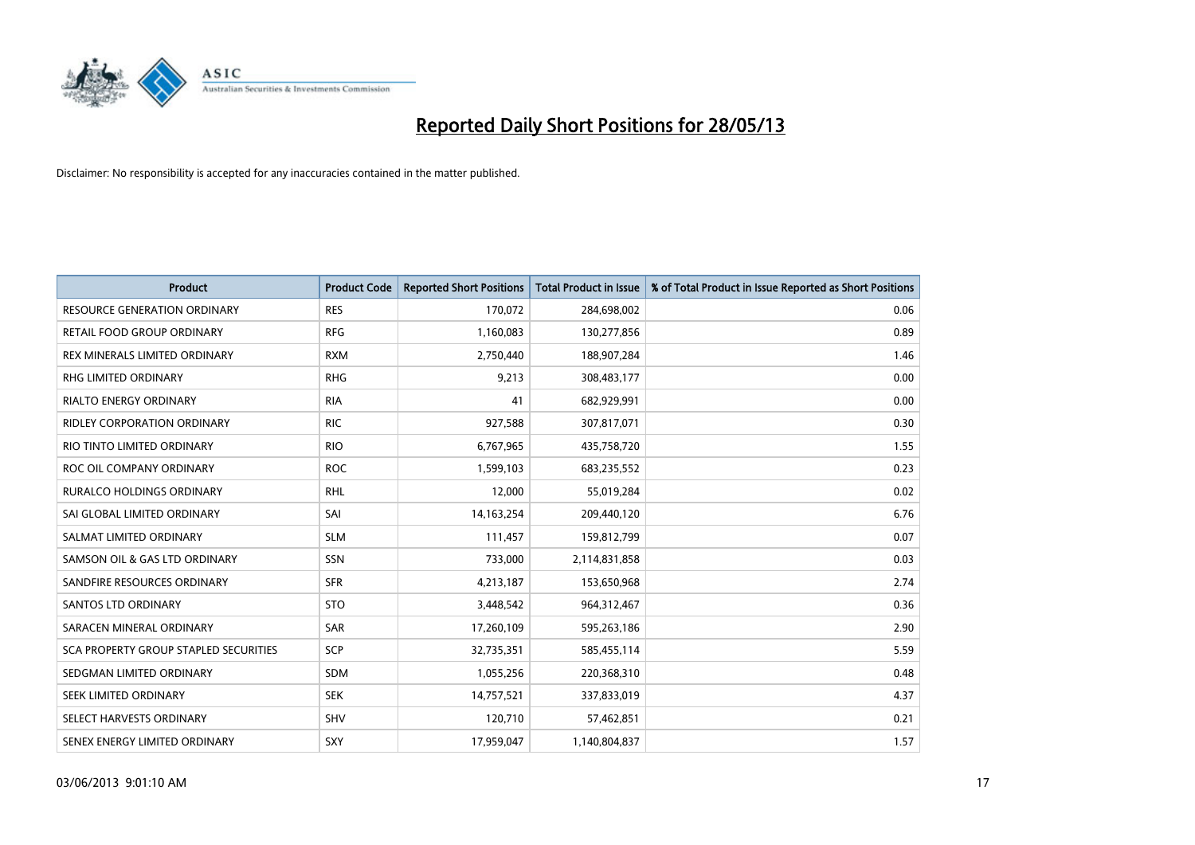# Reported Daily Short Positions for 28/05/13

Disclaimer: No responsibility is accepted for any inaccuracies contained in the matter published.

| Product | Product Code | Reported Short Positions | Total Product in Issue | % of Total Product in Issue Reported as Short Positions |
|---|---|---|---|---|
| RESOURCE GENERATION ORDINARY | RES | 170,072 | 284,698,002 | 0.06 |
| RETAIL FOOD GROUP ORDINARY | RFG | 1,160,083 | 130,277,856 | 0.89 |
| REX MINERALS LIMITED ORDINARY | RXM | 2,750,440 | 188,907,284 | 1.46 |
| RHG LIMITED ORDINARY | RHG | 9,213 | 308,483,177 | 0.00 |
| RIALTO ENERGY ORDINARY | RIA | 41 | 682,929,991 | 0.00 |
| RIDLEY CORPORATION ORDINARY | RIC | 927,588 | 307,817,071 | 0.30 |
| RIO TINTO LIMITED ORDINARY | RIO | 6,767,965 | 435,758,720 | 1.55 |
| ROC OIL COMPANY ORDINARY | ROC | 1,599,103 | 683,235,552 | 0.23 |
| RURALCO HOLDINGS ORDINARY | RHL | 12,000 | 55,019,284 | 0.02 |
| SAI GLOBAL LIMITED ORDINARY | SAI | 14,163,254 | 209,440,120 | 6.76 |
| SALMAT LIMITED ORDINARY | SLM | 111,457 | 159,812,799 | 0.07 |
| SAMSON OIL & GAS LTD ORDINARY | SSN | 733,000 | 2,114,831,858 | 0.03 |
| SANDFIRE RESOURCES ORDINARY | SFR | 4,213,187 | 153,650,968 | 2.74 |
| SANTOS LTD ORDINARY | STO | 3,448,542 | 964,312,467 | 0.36 |
| SARACEN MINERAL ORDINARY | SAR | 17,260,109 | 595,263,186 | 2.90 |
| SCA PROPERTY GROUP STAPLED SECURITIES | SCP | 32,735,351 | 585,455,114 | 5.59 |
| SEDGMAN LIMITED ORDINARY | SDM | 1,055,256 | 220,368,310 | 0.48 |
| SEEK LIMITED ORDINARY | SEK | 14,757,521 | 337,833,019 | 4.37 |
| SELECT HARVESTS ORDINARY | SHV | 120,710 | 57,462,851 | 0.21 |
| SENEX ENERGY LIMITED ORDINARY | SXY | 17,959,047 | 1,140,804,837 | 1.57 |

03/06/2013 9:01:10 AM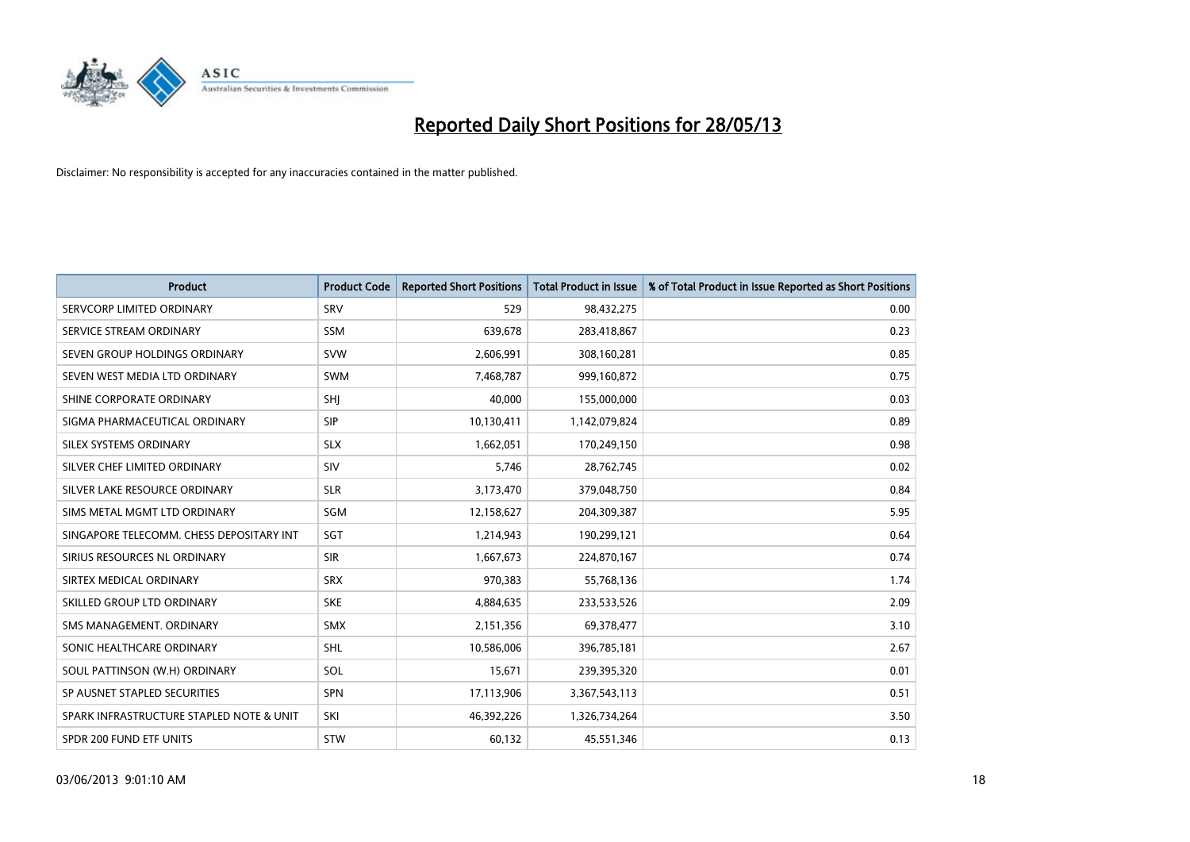# Reported Daily Short Positions for 28/05/13

Disclaimer: No responsibility is accepted for any inaccuracies contained in the matter published.

| Product | Product Code | Reported Short Positions | Total Product in Issue | % of Total Product in Issue Reported as Short Positions |
|---|---|---|---|---|
| SERVCORP LIMITED ORDINARY | SRV | 529 | 98,432,275 | 0.00 |
| SERVICE STREAM ORDINARY | SSM | 639,678 | 283,418,867 | 0.23 |
| SEVEN GROUP HOLDINGS ORDINARY | SVW | 2,606,991 | 308,160,281 | 0.85 |
| SEVEN WEST MEDIA LTD ORDINARY | SWM | 7,468,787 | 999,160,872 | 0.75 |
| SHINE CORPORATE ORDINARY | SHJ | 40,000 | 155,000,000 | 0.03 |
| SIGMA PHARMACEUTICAL ORDINARY | SIP | 10,130,411 | 1,142,079,824 | 0.89 |
| SILEX SYSTEMS ORDINARY | SLX | 1,662,051 | 170,249,150 | 0.98 |
| SILVER CHEF LIMITED ORDINARY | SIV | 5,746 | 28,762,745 | 0.02 |
| SILVER LAKE RESOURCE ORDINARY | SLR | 3,173,470 | 379,048,750 | 0.84 |
| SIMS METAL MGMT LTD ORDINARY | SGM | 12,158,627 | 204,309,387 | 5.95 |
| SINGAPORE TELECOMM. CHESS DEPOSITARY INT | SGT | 1,214,943 | 190,299,121 | 0.64 |
| SIRIUS RESOURCES NL ORDINARY | SIR | 1,667,673 | 224,870,167 | 0.74 |
| SIRTEX MEDICAL ORDINARY | SRX | 970,383 | 55,768,136 | 1.74 |
| SKILLED GROUP LTD ORDINARY | SKE | 4,884,635 | 233,533,526 | 2.09 |
| SMS MANAGEMENT. ORDINARY | SMX | 2,151,356 | 69,378,477 | 3.10 |
| SONIC HEALTHCARE ORDINARY | SHL | 10,586,006 | 396,785,181 | 2.67 |
| SOUL PATTINSON (W.H) ORDINARY | SOL | 15,671 | 239,395,320 | 0.01 |
| SP AUSNET STAPLED SECURITIES | SPN | 17,113,906 | 3,367,543,113 | 0.51 |
| SPARK INFRASTRUCTURE STAPLED NOTE & UNIT | SKI | 46,392,226 | 1,326,734,264 | 3.50 |
| SPDR 200 FUND ETF UNITS | STW | 60,132 | 45,551,346 | 0.13 |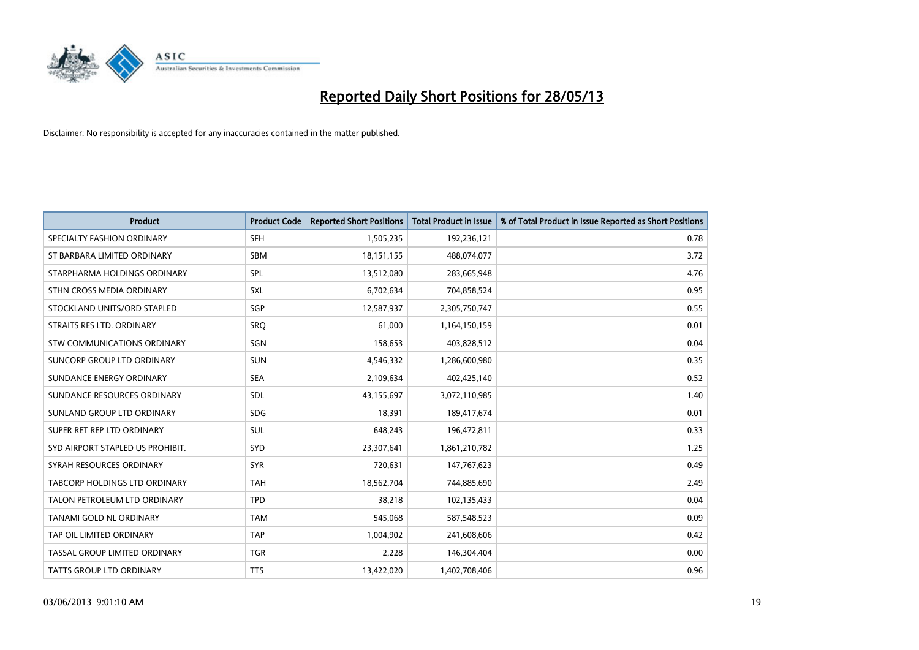# Reported Daily Short Positions for 28/05/13

Disclaimer: No responsibility is accepted for any inaccuracies contained in the matter published.

| Product | Product Code | Reported Short Positions | Total Product in Issue | % of Total Product in Issue Reported as Short Positions |
|---|---|---|---|---|
| SPECIALTY FASHION ORDINARY | SFH | 1,505,235 | 192,236,121 | 0.78 |
| ST BARBARA LIMITED ORDINARY | SBM | 18,151,155 | 488,074,077 | 3.72 |
| STARPHARMA HOLDINGS ORDINARY | SPL | 13,512,080 | 283,665,948 | 4.76 |
| STHN CROSS MEDIA ORDINARY | SXL | 6,702,634 | 704,858,524 | 0.95 |
| STOCKLAND UNITS/ORD STAPLED | SGP | 12,587,937 | 2,305,750,747 | 0.55 |
| STRAITS RES LTD. ORDINARY | SRQ | 61,000 | 1,164,150,159 | 0.01 |
| STW COMMUNICATIONS ORDINARY | SGN | 158,653 | 403,828,512 | 0.04 |
| SUNCORP GROUP LTD ORDINARY | SUN | 4,546,332 | 1,286,600,980 | 0.35 |
| SUNDANCE ENERGY ORDINARY | SEA | 2,109,634 | 402,425,140 | 0.52 |
| SUNDANCE RESOURCES ORDINARY | SDL | 43,155,697 | 3,072,110,985 | 1.40 |
| SUNLAND GROUP LTD ORDINARY | SDG | 18,391 | 189,417,674 | 0.01 |
| SUPER RET REP LTD ORDINARY | SUL | 648,243 | 196,472,811 | 0.33 |
| SYD AIRPORT STAPLED US PROHIBIT. | SYD | 23,307,641 | 1,861,210,782 | 1.25 |
| SYRAH RESOURCES ORDINARY | SYR | 720,631 | 147,767,623 | 0.49 |
| TABCORP HOLDINGS LTD ORDINARY | TAH | 18,562,704 | 744,885,690 | 2.49 |
| TALON PETROLEUM LTD ORDINARY | TPD | 38,218 | 102,135,433 | 0.04 |
| TANAMI GOLD NL ORDINARY | TAM | 545,068 | 587,548,523 | 0.09 |
| TAP OIL LIMITED ORDINARY | TAP | 1,004,902 | 241,608,606 | 0.42 |
| TASSAL GROUP LIMITED ORDINARY | TGR | 2,228 | 146,304,404 | 0.00 |
| TATTS GROUP LTD ORDINARY | TTS | 13,422,020 | 1,402,708,406 | 0.96 |

03/06/2013 9:01:10 AM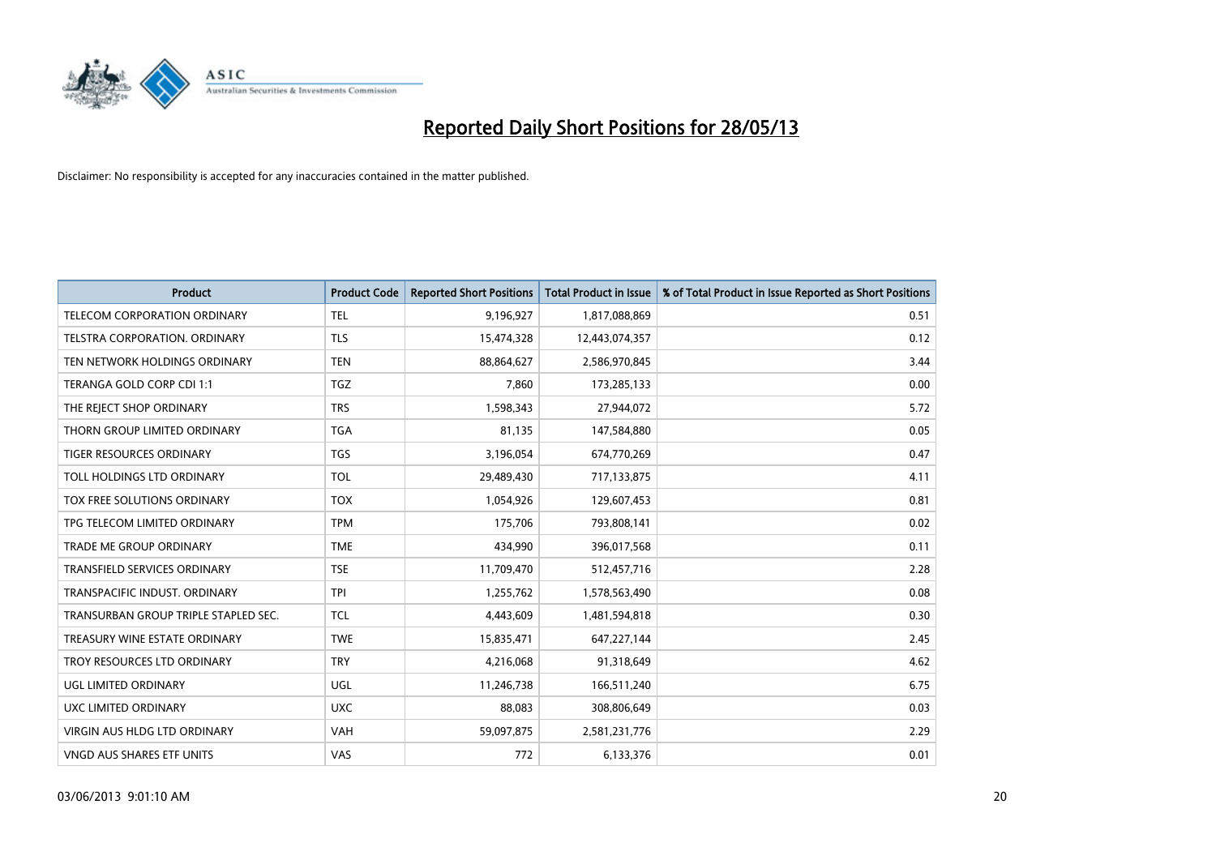# Reported Daily Short Positions for 28/05/13

Disclaimer: No responsibility is accepted for any inaccuracies contained in the matter published.

| Product | Product Code | Reported Short Positions | Total Product in Issue | % of Total Product in Issue Reported as Short Positions |
|---|---|---|---|---|
| TELECOM CORPORATION ORDINARY | TEL | 9,196,927 | 1,817,088,869 | 0.51 |
| TELSTRA CORPORATION. ORDINARY | TLS | 15,474,328 | 12,443,074,357 | 0.12 |
| TEN NETWORK HOLDINGS ORDINARY | TEN | 88,864,627 | 2,586,970,845 | 3.44 |
| TERANGA GOLD CORP CDI 1:1 | TGZ | 7,860 | 173,285,133 | 0.00 |
| THE REJECT SHOP ORDINARY | TRS | 1,598,343 | 27,944,072 | 5.72 |
| THORN GROUP LIMITED ORDINARY | TGA | 81,135 | 147,584,880 | 0.05 |
| TIGER RESOURCES ORDINARY | TGS | 3,196,054 | 674,770,269 | 0.47 |
| TOLL HOLDINGS LTD ORDINARY | TOL | 29,489,430 | 717,133,875 | 4.11 |
| TOX FREE SOLUTIONS ORDINARY | TOX | 1,054,926 | 129,607,453 | 0.81 |
| TPG TELECOM LIMITED ORDINARY | TPM | 175,706 | 793,808,141 | 0.02 |
| TRADE ME GROUP ORDINARY | TME | 434,990 | 396,017,568 | 0.11 |
| TRANSFIELD SERVICES ORDINARY | TSE | 11,709,470 | 512,457,716 | 2.28 |
| TRANSPACIFIC INDUST. ORDINARY | TPI | 1,255,762 | 1,578,563,490 | 0.08 |
| TRANSURBAN GROUP TRIPLE STAPLED SEC. | TCL | 4,443,609 | 1,481,594,818 | 0.30 |
| TREASURY WINE ESTATE ORDINARY | TWE | 15,835,471 | 647,227,144 | 2.45 |
| TROY RESOURCES LTD ORDINARY | TRY | 4,216,068 | 91,318,649 | 4.62 |
| UGL LIMITED ORDINARY | UGL | 11,246,738 | 166,511,240 | 6.75 |
| UXC LIMITED ORDINARY | UXC | 88,083 | 308,806,649 | 0.03 |
| VIRGIN AUS HLDG LTD ORDINARY | VAH | 59,097,875 | 2,581,231,776 | 2.29 |
| VNGD AUS SHARES ETF UNITS | VAS | 772 | 6,133,376 | 0.01 |

03/06/2013 9:01:10 AM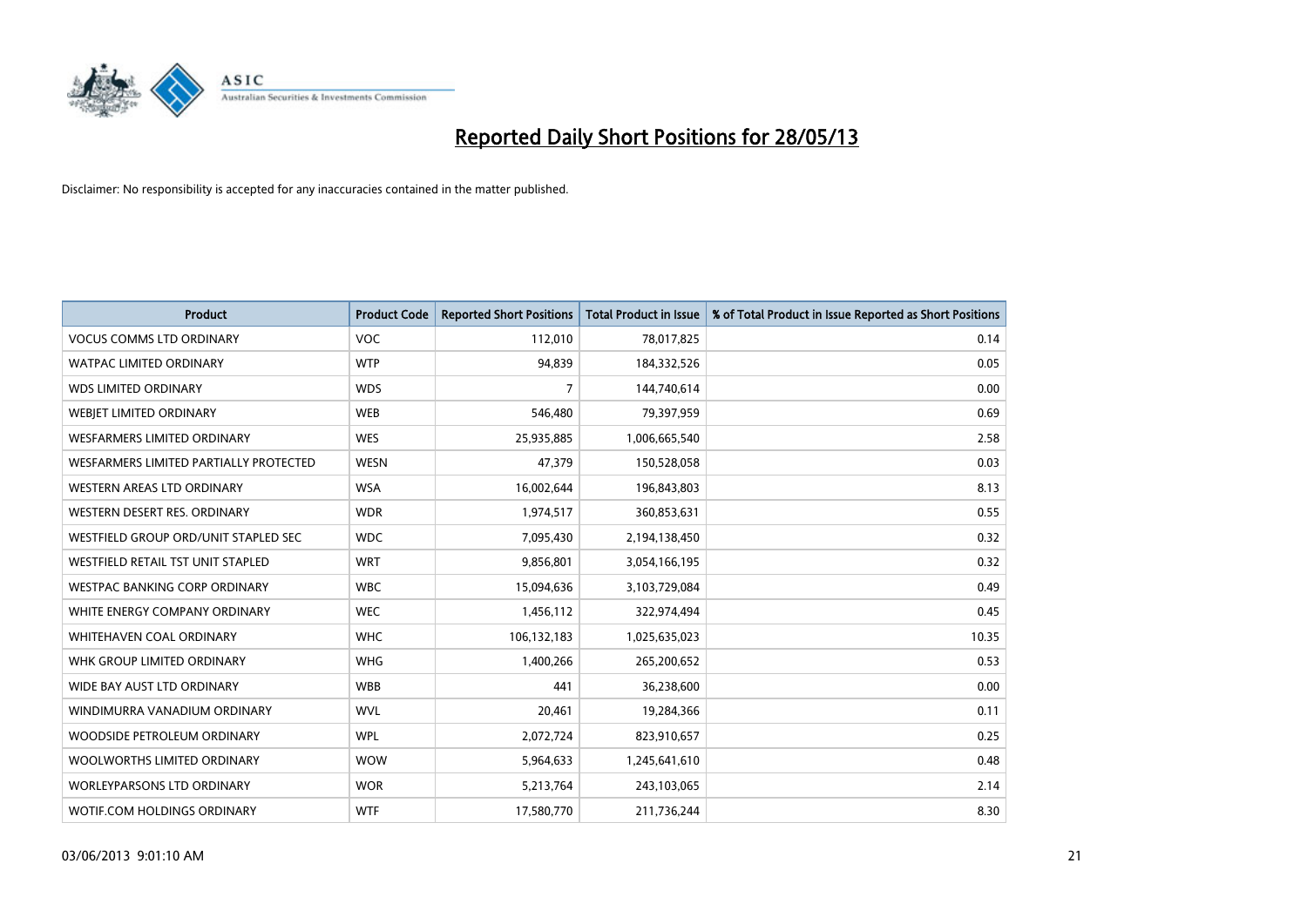# Reported Daily Short Positions for 28/05/13

Disclaimer: No responsibility is accepted for any inaccuracies contained in the matter published.

| Product | Product Code | Reported Short Positions | Total Product in Issue | % of Total Product in Issue Reported as Short Positions |
|---|---|---|---|---|
| VOCUS COMMS LTD ORDINARY | VOC | 112,010 | 78,017,825 | 0.14 |
| WATPAC LIMITED ORDINARY | WTP | 94,839 | 184,332,526 | 0.05 |
| WDS LIMITED ORDINARY | WDS | 7 | 144,740,614 | 0.00 |
| WEBJET LIMITED ORDINARY | WEB | 546,480 | 79,397,959 | 0.69 |
| WESFARMERS LIMITED ORDINARY | WES | 25,935,885 | 1,006,665,540 | 2.58 |
| WESFARMERS LIMITED PARTIALLY PROTECTED | WESN | 47,379 | 150,528,058 | 0.03 |
| WESTERN AREAS LTD ORDINARY | WSA | 16,002,644 | 196,843,803 | 8.13 |
| WESTERN DESERT RES. ORDINARY | WDR | 1,974,517 | 360,853,631 | 0.55 |
| WESTFIELD GROUP ORD/UNIT STAPLED SEC | WDC | 7,095,430 | 2,194,138,450 | 0.32 |
| WESTFIELD RETAIL TST UNIT STAPLED | WRT | 9,856,801 | 3,054,166,195 | 0.32 |
| WESTPAC BANKING CORP ORDINARY | WBC | 15,094,636 | 3,103,729,084 | 0.49 |
| WHITE ENERGY COMPANY ORDINARY | WEC | 1,456,112 | 322,974,494 | 0.45 |
| WHITEHAVEN COAL ORDINARY | WHC | 106,132,183 | 1,025,635,023 | 10.35 |
| WHK GROUP LIMITED ORDINARY | WHG | 1,400,266 | 265,200,652 | 0.53 |
| WIDE BAY AUST LTD ORDINARY | WBB | 441 | 36,238,600 | 0.00 |
| WINDIMURRA VANADIUM ORDINARY | WVL | 20,461 | 19,284,366 | 0.11 |
| WOODSIDE PETROLEUM ORDINARY | WPL | 2,072,724 | 823,910,657 | 0.25 |
| WOOLWORTHS LIMITED ORDINARY | WOW | 5,964,633 | 1,245,641,610 | 0.48 |
| WORLEYPARSONS LTD ORDINARY | WOR | 5,213,764 | 243,103,065 | 2.14 |
| WOTIF.COM HOLDINGS ORDINARY | WTF | 17,580,770 | 211,736,244 | 8.30 |

03/06/2013 9:01:10 AM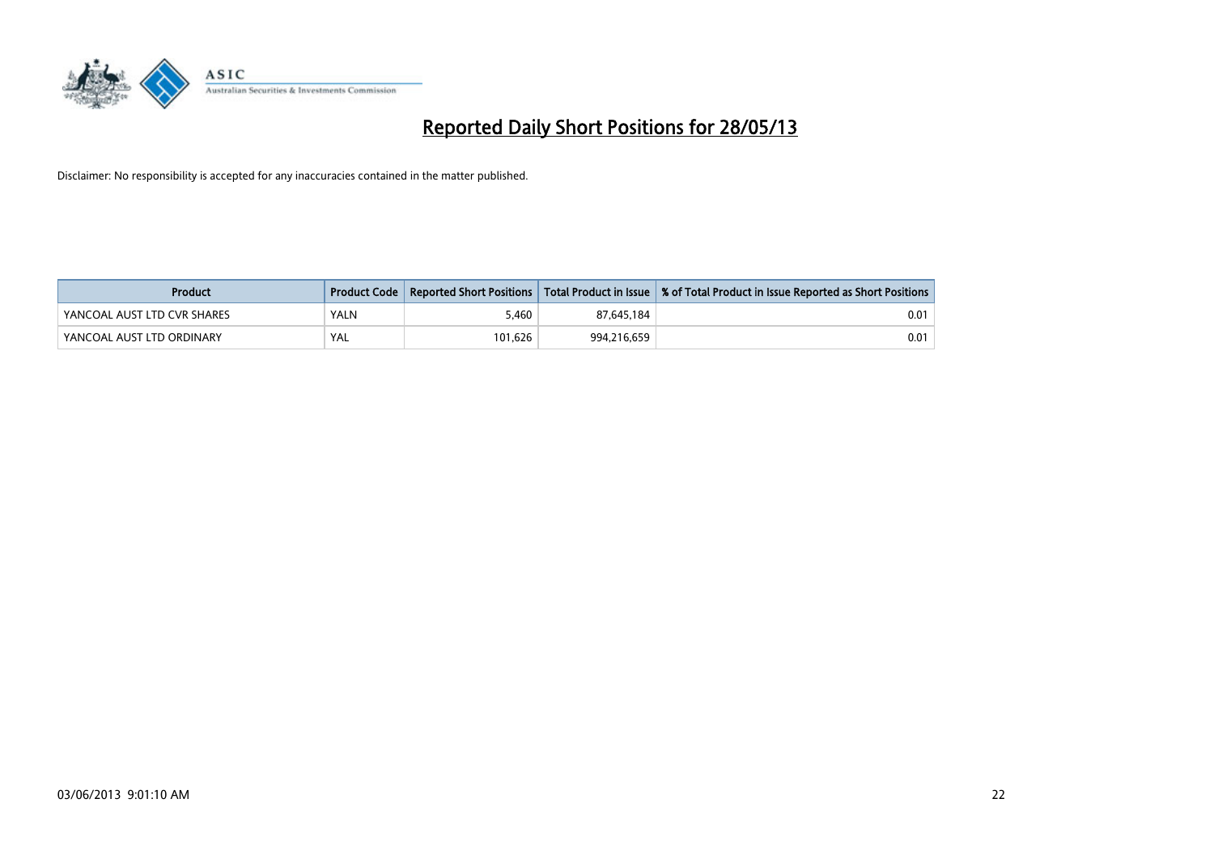# Reported Daily Short Positions for 28/05/13

Disclaimer: No responsibility is accepted for any inaccuracies contained in the matter published.

| Product | Product Code | Reported Short Positions | Total Product in Issue | % of Total Product in Issue Reported as Short Positions |
|---|---|---|---|---|
| YANCOAL AUST LTD CVR SHARES | YALN | 5,460 | 87,645,184 | 0.01 |
| YANCOAL AUST LTD ORDINARY | YAL | 101,626 | 994,216,659 | 0.01 |

03/06/2013 9:01:10 AM